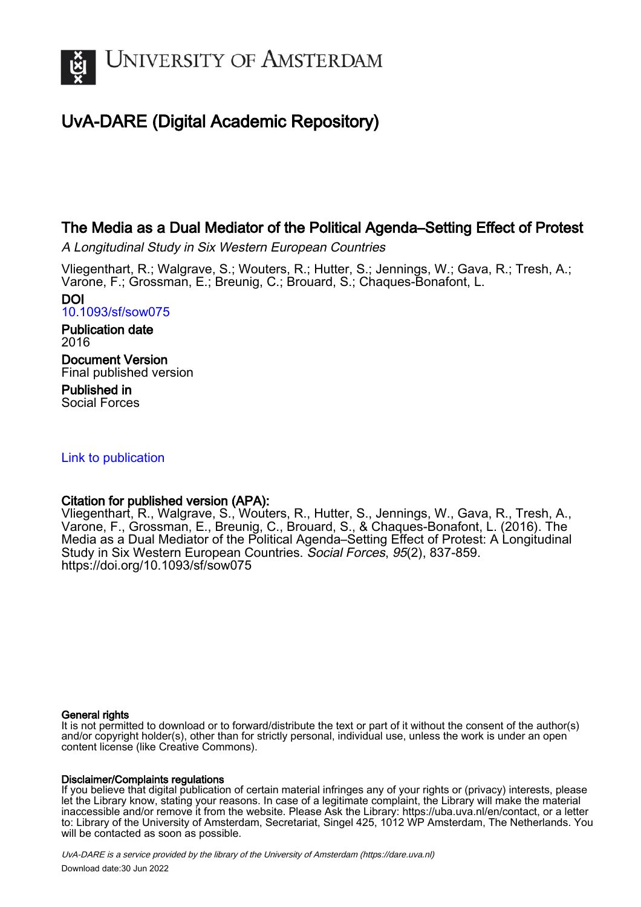# UvA-DARE (Digital Academic Repository)

## The Media as a Dual Mediator of the Political Agenda–Setting Effect of Protest

*A Longitudinal Study in Six Western European Countries*

Vliegenthart, R.; Walgrave, S.; Wouters, R.; Hutter, S.; Jennings, W.; Gava, R.; Tresh, A.; Varone, F.; Grossman, E.; Breunig, C.; Brouard, S.; Chaques-Bonafont, L.

**DOI**
10.1093/sf/sow075

**Publication date**
2016

**Document Version**
Final published version

**Published in**
Social Forces

Link to publication

**Citation for published version (APA):**
Vliegenthart, R., Walgrave, S., Wouters, R., Hutter, S., Jennings, W., Gava, R., Tresh, A., Varone, F., Grossman, E., Breunig, C., Brouard, S., & Chaques-Bonafont, L. (2016). The Media as a Dual Mediator of the Political Agenda–Setting Effect of Protest: A Longitudinal Study in Six Western European Countries. *Social Forces*, *95*(2), 837-859. https://doi.org/10.1093/sf/sow075

**General rights**
It is not permitted to download or to forward/distribute the text or part of it without the consent of the author(s) and/or copyright holder(s), other than for strictly personal, individual use, unless the work is under an open content license (like Creative Commons).

**Disclaimer/Complaints regulations**
If you believe that digital publication of certain material infringes any of your rights or (privacy) interests, please let the Library know, stating your reasons. In case of a legitimate complaint, the Library will make the material inaccessible and/or remove it from the website. Please Ask the Library: https://uba.uva.nl/en/contact, or a letter to: Library of the University of Amsterdam, Secretariat, Singel 425, 1012 WP Amsterdam, The Netherlands. You will be contacted as soon as possible.

*UvA-DARE is a service provided by the library of the University of Amsterdam (https://dare.uva.nl)*
Download date:30 Jun 2022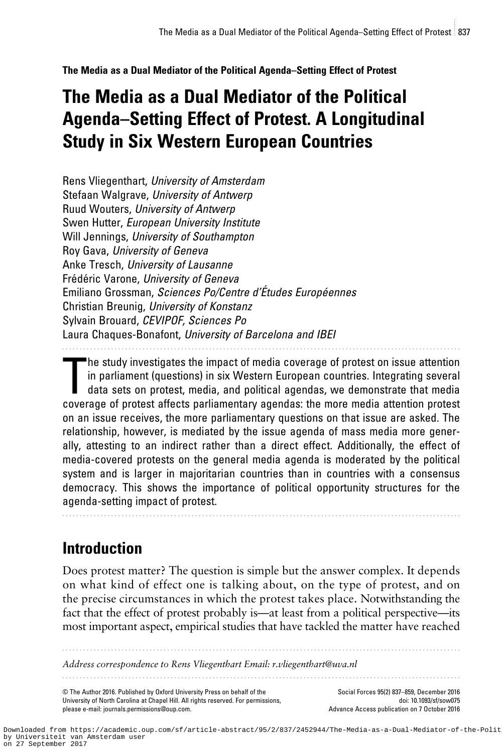**The Media as a Dual Mediator of the Political Agenda–Setting Effect of Protest**

# The Media as a Dual Mediator of the Political Agenda–Setting Effect of Protest. A Longitudinal Study in Six Western European Countries

Rens Vliegenthart, *University of Amsterdam*
Stefaan Walgrave, *University of Antwerp*
Ruud Wouters, *University of Antwerp*
Swen Hutter, *European University Institute*
Will Jennings, *University of Southampton*
Roy Gava, *University of Geneva*
Anke Tresch, *University of Lausanne*
Frédéric Varone, *University of Geneva*
Emiliano Grossman, *Sciences Po/Centre d'Études Européennes*
Christian Breunig, *University of Konstanz*
Sylvain Brouard, *CEVIPOF, Sciences Po*
Laura Chaques-Bonafont, *University of Barcelona and IBEI*

The study investigates the impact of media coverage of protest on issue attention in parliament (questions) in six Western European countries. Integrating several data sets on protest, media, and political agendas, we demonstrate that media coverage of protest affects parliamentary agendas: the more media attention protest on an issue receives, the more parliamentary questions on that issue are asked. The relationship, however, is mediated by the issue agenda of mass media more generally, attesting to an indirect rather than a direct effect. Additionally, the effect of media-covered protests on the general media agenda is moderated by the political system and is larger in majoritarian countries than in countries with a consensus democracy. This shows the importance of political opportunity structures for the agenda-setting impact of protest.

## Introduction

Does protest matter? The question is simple but the answer complex. It depends on what kind of effect one is talking about, on the type of protest, and on the precise circumstances in which the protest takes place. Notwithstanding the fact that the effect of protest probably is—at least from a political perspective—its most important aspect, empirical studies that have tackled the matter have reached

*Address correspondence to Rens Vliegenthart Email: r.vliegenthart@uva.nl*

© The Author 2016. Published by Oxford University Press on behalf of the University of North Carolina at Chapel Hill. All rights reserved. For permissions, please e-mail: journals.permissions@oup.com.

Social Forces 95(2) 837–859, December 2016
doi: 10.1093/sf/sow075
Advance Access publication on 7 October 2016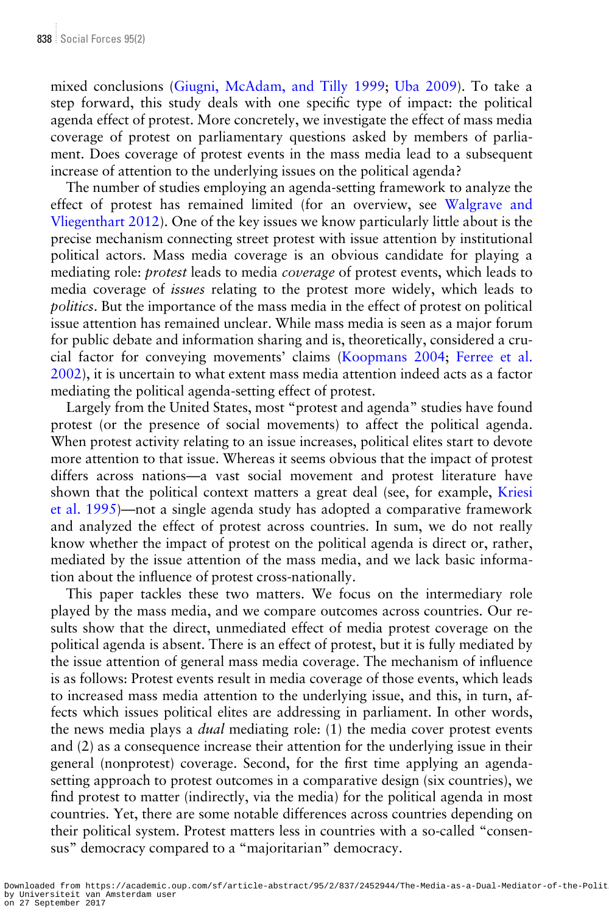mixed conclusions (Giugni, McAdam, and Tilly 1999; Uba 2009). To take a step forward, this study deals with one specific type of impact: the political agenda effect of protest. More concretely, we investigate the effect of mass media coverage of protest on parliamentary questions asked by members of parliament. Does coverage of protest events in the mass media lead to a subsequent increase of attention to the underlying issues on the political agenda?

The number of studies employing an agenda-setting framework to analyze the effect of protest has remained limited (for an overview, see Walgrave and Vliegenthart 2012). One of the key issues we know particularly little about is the precise mechanism connecting street protest with issue attention by institutional political actors. Mass media coverage is an obvious candidate for playing a mediating role: *protest* leads to media *coverage* of protest events, which leads to media coverage of *issues* relating to the protest more widely, which leads to *politics*. But the importance of the mass media in the effect of protest on political issue attention has remained unclear. While mass media is seen as a major forum for public debate and information sharing and is, theoretically, considered a crucial factor for conveying movements' claims (Koopmans 2004; Ferree et al. 2002), it is uncertain to what extent mass media attention indeed acts as a factor mediating the political agenda-setting effect of protest.

Largely from the United States, most "protest and agenda" studies have found protest (or the presence of social movements) to affect the political agenda. When protest activity relating to an issue increases, political elites start to devote more attention to that issue. Whereas it seems obvious that the impact of protest differs across nations—a vast social movement and protest literature have shown that the political context matters a great deal (see, for example, Kriesi et al. 1995)—not a single agenda study has adopted a comparative framework and analyzed the effect of protest across countries. In sum, we do not really know whether the impact of protest on the political agenda is direct or, rather, mediated by the issue attention of the mass media, and we lack basic information about the influence of protest cross-nationally.

This paper tackles these two matters. We focus on the intermediary role played by the mass media, and we compare outcomes across countries. Our results show that the direct, unmediated effect of media protest coverage on the political agenda is absent. There is an effect of protest, but it is fully mediated by the issue attention of general mass media coverage. The mechanism of influence is as follows: Protest events result in media coverage of those events, which leads to increased mass media attention to the underlying issue, and this, in turn, affects which issues political elites are addressing in parliament. In other words, the news media plays a *dual* mediating role: (1) the media cover protest events and (2) as a consequence increase their attention for the underlying issue in their general (nonprotest) coverage. Second, for the first time applying an agenda-setting approach to protest outcomes in a comparative design (six countries), we find protest to matter (indirectly, via the media) for the political agenda in most countries. Yet, there are some notable differences across countries depending on their political system. Protest matters less in countries with a so-called "consensus" democracy compared to a "majoritarian" democracy.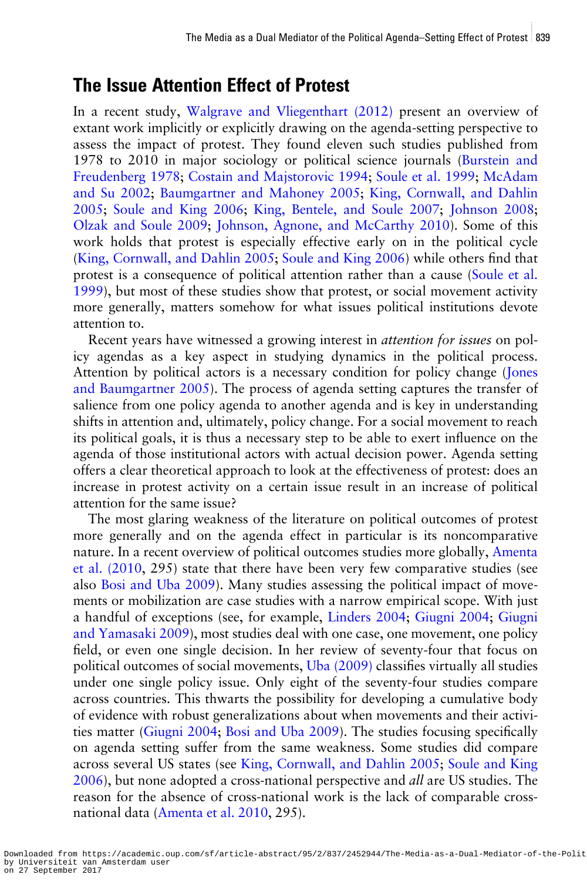## The Issue Attention Effect of Protest

In a recent study, Walgrave and Vliegenthart (2012) present an overview of extant work implicitly or explicitly drawing on the agenda-setting perspective to assess the impact of protest. They found eleven such studies published from 1978 to 2010 in major sociology or political science journals (Burstein and Freudenberg 1978; Costain and Majstorovic 1994; Soule et al. 1999; McAdam and Su 2002; Baumgartner and Mahoney 2005; King, Cornwall, and Dahlin 2005; Soule and King 2006; King, Bentele, and Soule 2007; Johnson 2008; Olzak and Soule 2009; Johnson, Agnone, and McCarthy 2010). Some of this work holds that protest is especially effective early on in the political cycle (King, Cornwall, and Dahlin 2005; Soule and King 2006) while others find that protest is a consequence of political attention rather than a cause (Soule et al. 1999), but most of these studies show that protest, or social movement activity more generally, matters somehow for what issues political institutions devote attention to.

Recent years have witnessed a growing interest in *attention for issues* on policy agendas as a key aspect in studying dynamics in the political process. Attention by political actors is a necessary condition for policy change (Jones and Baumgartner 2005). The process of agenda setting captures the transfer of salience from one policy agenda to another agenda and is key in understanding shifts in attention and, ultimately, policy change. For a social movement to reach its political goals, it is thus a necessary step to be able to exert influence on the agenda of those institutional actors with actual decision power. Agenda setting offers a clear theoretical approach to look at the effectiveness of protest: does an increase in protest activity on a certain issue result in an increase of political attention for the same issue?

The most glaring weakness of the literature on political outcomes of protest more generally and on the agenda effect in particular is its noncomparative nature. In a recent overview of political outcomes studies more globally, Amenta et al. (2010, 295) state that there have been very few comparative studies (see also Bosi and Uba 2009). Many studies assessing the political impact of movements or mobilization are case studies with a narrow empirical scope. With just a handful of exceptions (see, for example, Linders 2004; Giugni 2004; Giugni and Yamasaki 2009), most studies deal with one case, one movement, one policy field, or even one single decision. In her review of seventy-four that focus on political outcomes of social movements, Uba (2009) classifies virtually all studies under one single policy issue. Only eight of the seventy-four studies compare across countries. This thwarts the possibility for developing a cumulative body of evidence with robust generalizations about when movements and their activities matter (Giugni 2004; Bosi and Uba 2009). The studies focusing specifically on agenda setting suffer from the same weakness. Some studies did compare across several US states (see King, Cornwall, and Dahlin 2005; Soule and King 2006), but none adopted a cross-national perspective and *all* are US studies. The reason for the absence of cross-national work is the lack of comparable cross-national data (Amenta et al. 2010, 295).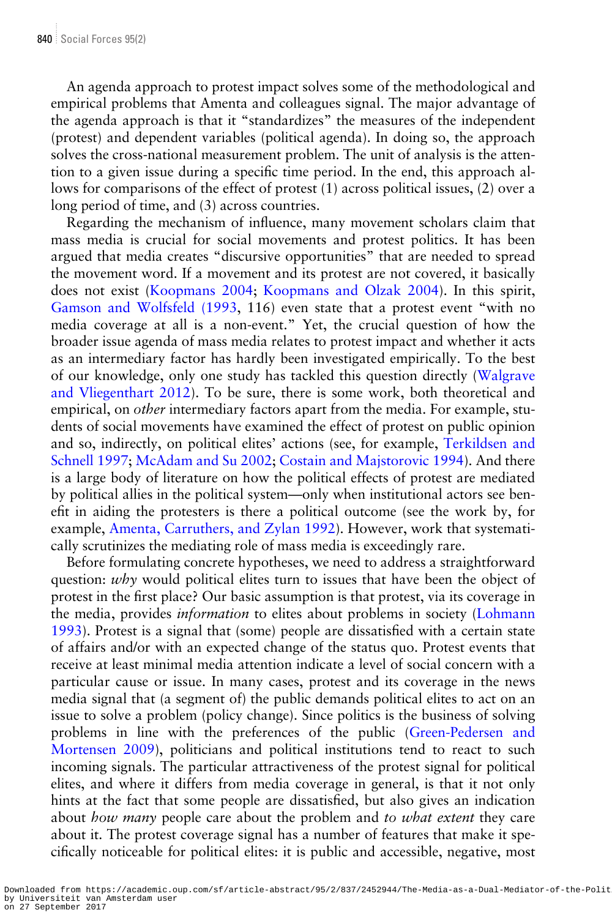An agenda approach to protest impact solves some of the methodological and empirical problems that Amenta and colleagues signal. The major advantage of the agenda approach is that it "standardizes" the measures of the independent (protest) and dependent variables (political agenda). In doing so, the approach solves the cross-national measurement problem. The unit of analysis is the attention to a given issue during a specific time period. In the end, this approach allows for comparisons of the effect of protest (1) across political issues, (2) over a long period of time, and (3) across countries.

Regarding the mechanism of influence, many movement scholars claim that mass media is crucial for social movements and protest politics. It has been argued that media creates "discursive opportunities" that are needed to spread the movement word. If a movement and its protest are not covered, it basically does not exist (Koopmans 2004; Koopmans and Olzak 2004). In this spirit, Gamson and Wolfsfeld (1993, 116) even state that a protest event "with no media coverage at all is a non-event." Yet, the crucial question of how the broader issue agenda of mass media relates to protest impact and whether it acts as an intermediary factor has hardly been investigated empirically. To the best of our knowledge, only one study has tackled this question directly (Walgrave and Vliegenthart 2012). To be sure, there is some work, both theoretical and empirical, on *other* intermediary factors apart from the media. For example, students of social movements have examined the effect of protest on public opinion and so, indirectly, on political elites' actions (see, for example, Terkildsen and Schnell 1997; McAdam and Su 2002; Costain and Majstorovic 1994). And there is a large body of literature on how the political effects of protest are mediated by political allies in the political system—only when institutional actors see benefit in aiding the protesters is there a political outcome (see the work by, for example, Amenta, Carruthers, and Zylan 1992). However, work that systematically scrutinizes the mediating role of mass media is exceedingly rare.

Before formulating concrete hypotheses, we need to address a straightforward question: *why* would political elites turn to issues that have been the object of protest in the first place? Our basic assumption is that protest, via its coverage in the media, provides *information* to elites about problems in society (Lohmann 1993). Protest is a signal that (some) people are dissatisfied with a certain state of affairs and/or with an expected change of the status quo. Protest events that receive at least minimal media attention indicate a level of social concern with a particular cause or issue. In many cases, protest and its coverage in the news media signal that (a segment of) the public demands political elites to act on an issue to solve a problem (policy change). Since politics is the business of solving problems in line with the preferences of the public (Green-Pedersen and Mortensen 2009), politicians and political institutions tend to react to such incoming signals. The particular attractiveness of the protest signal for political elites, and where it differs from media coverage in general, is that it not only hints at the fact that some people are dissatisfied, but also gives an indication about *how many* people care about the problem and *to what extent* they care about it. The protest coverage signal has a number of features that make it specifically noticeable for political elites: it is public and accessible, negative, most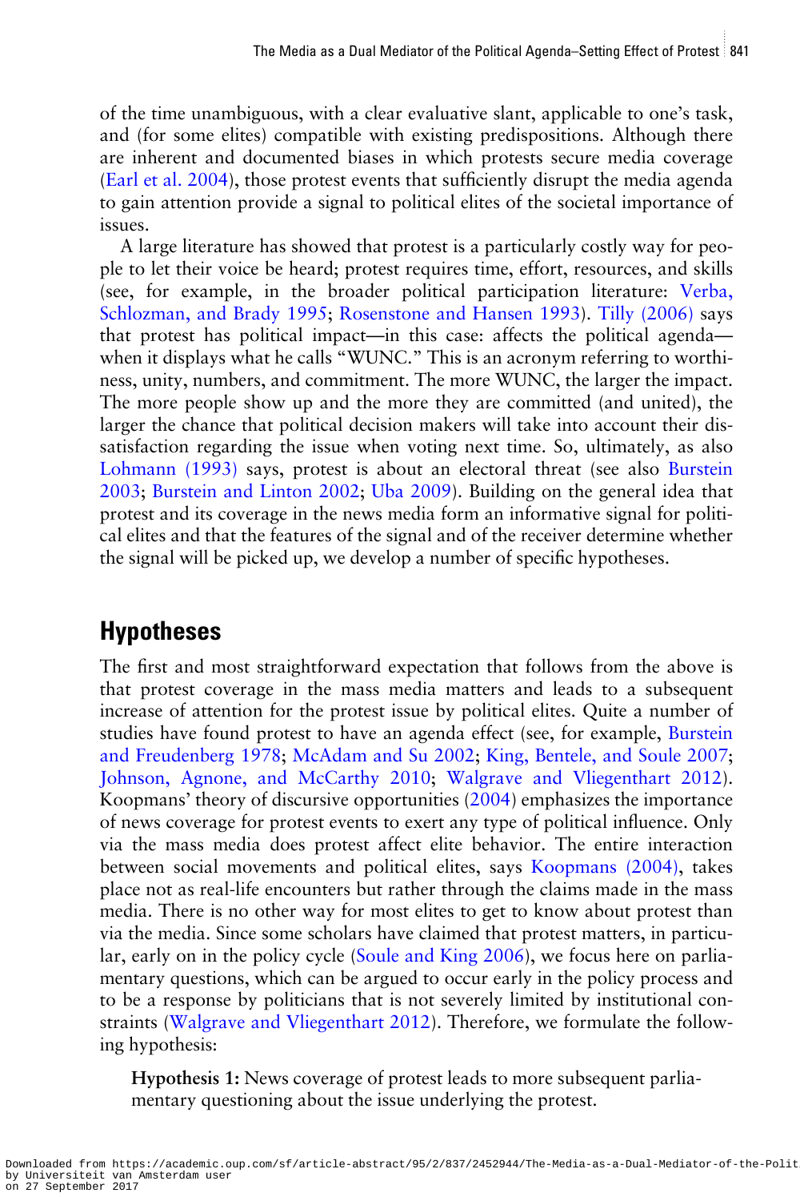of the time unambiguous, with a clear evaluative slant, applicable to one's task, and (for some elites) compatible with existing predispositions. Although there are inherent and documented biases in which protests secure media coverage (Earl et al. 2004), those protest events that sufficiently disrupt the media agenda to gain attention provide a signal to political elites of the societal importance of issues.

A large literature has showed that protest is a particularly costly way for people to let their voice be heard; protest requires time, effort, resources, and skills (see, for example, in the broader political participation literature: Verba, Schlozman, and Brady 1995; Rosenstone and Hansen 1993). Tilly (2006) says that protest has political impact—in this case: affects the political agenda—when it displays what he calls "WUNC." This is an acronym referring to worthiness, unity, numbers, and commitment. The more WUNC, the larger the impact. The more people show up and the more they are committed (and united), the larger the chance that political decision makers will take into account their dissatisfaction regarding the issue when voting next time. So, ultimately, as also Lohmann (1993) says, protest is about an electoral threat (see also Burstein 2003; Burstein and Linton 2002; Uba 2009). Building on the general idea that protest and its coverage in the news media form an informative signal for political elites and that the features of the signal and of the receiver determine whether the signal will be picked up, we develop a number of specific hypotheses.

## Hypotheses

The first and most straightforward expectation that follows from the above is that protest coverage in the mass media matters and leads to a subsequent increase of attention for the protest issue by political elites. Quite a number of studies have found protest to have an agenda effect (see, for example, Burstein and Freudenberg 1978; McAdam and Su 2002; King, Bentele, and Soule 2007; Johnson, Agnone, and McCarthy 2010; Walgrave and Vliegenthart 2012). Koopmans' theory of discursive opportunities (2004) emphasizes the importance of news coverage for protest events to exert any type of political influence. Only via the mass media does protest affect elite behavior. The entire interaction between social movements and political elites, says Koopmans (2004), takes place not as real-life encounters but rather through the claims made in the mass media. There is no other way for most elites to get to know about protest than via the media. Since some scholars have claimed that protest matters, in particular, early on in the policy cycle (Soule and King 2006), we focus here on parliamentary questions, which can be argued to occur early in the policy process and to be a response by politicians that is not severely limited by institutional constraints (Walgrave and Vliegenthart 2012). Therefore, we formulate the following hypothesis:

> **Hypothesis 1:** News coverage of protest leads to more subsequent parliamentary questioning about the issue underlying the protest.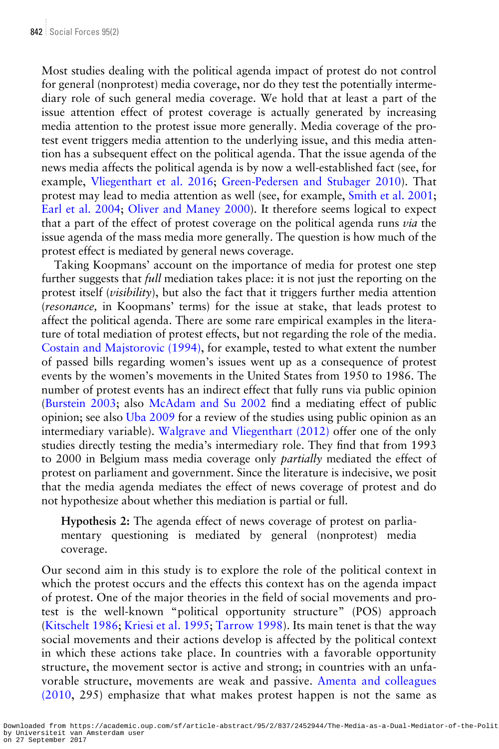Most studies dealing with the political agenda impact of protest do not control for general (nonprotest) media coverage, nor do they test the potentially intermediary role of such general media coverage. We hold that at least a part of the issue attention effect of protest coverage is actually generated by increasing media attention to the protest issue more generally. Media coverage of the protest event triggers media attention to the underlying issue, and this media attention has a subsequent effect on the political agenda. That the issue agenda of the news media affects the political agenda is by now a well-established fact (see, for example, Vliegenthart et al. 2016; Green-Pedersen and Stubager 2010). That protest may lead to media attention as well (see, for example, Smith et al. 2001; Earl et al. 2004; Oliver and Maney 2000). It therefore seems logical to expect that a part of the effect of protest coverage on the political agenda runs *via* the issue agenda of the mass media more generally. The question is how much of the protest effect is mediated by general news coverage.

Taking Koopmans' account on the importance of media for protest one step further suggests that *full* mediation takes place: it is not just the reporting on the protest itself (*visibility*), but also the fact that it triggers further media attention (*resonance,* in Koopmans' terms) for the issue at stake, that leads protest to affect the political agenda. There are some rare empirical examples in the literature of total mediation of protest effects, but not regarding the role of the media. Costain and Majstorovic (1994), for example, tested to what extent the number of passed bills regarding women's issues went up as a consequence of protest events by the women's movements in the United States from 1950 to 1986. The number of protest events has an indirect effect that fully runs via public opinion (Burstein 2003; also McAdam and Su 2002 find a mediating effect of public opinion; see also Uba 2009 for a review of the studies using public opinion as an intermediary variable). Walgrave and Vliegenthart (2012) offer one of the only studies directly testing the media's intermediary role. They find that from 1993 to 2000 in Belgium mass media coverage only *partially* mediated the effect of protest on parliament and government. Since the literature is indecisive, we posit that the media agenda mediates the effect of news coverage of protest and do not hypothesize about whether this mediation is partial or full.

> **Hypothesis 2:** The agenda effect of news coverage of protest on parliamentary questioning is mediated by general (nonprotest) media coverage.

Our second aim in this study is to explore the role of the political context in which the protest occurs and the effects this context has on the agenda impact of protest. One of the major theories in the field of social movements and protest is the well-known "political opportunity structure" (POS) approach (Kitschelt 1986; Kriesi et al. 1995; Tarrow 1998). Its main tenet is that the way social movements and their actions develop is affected by the political context in which these actions take place. In countries with a favorable opportunity structure, the movement sector is active and strong; in countries with an unfavorable structure, movements are weak and passive. Amenta and colleagues (2010, 295) emphasize that what makes protest happen is not the same as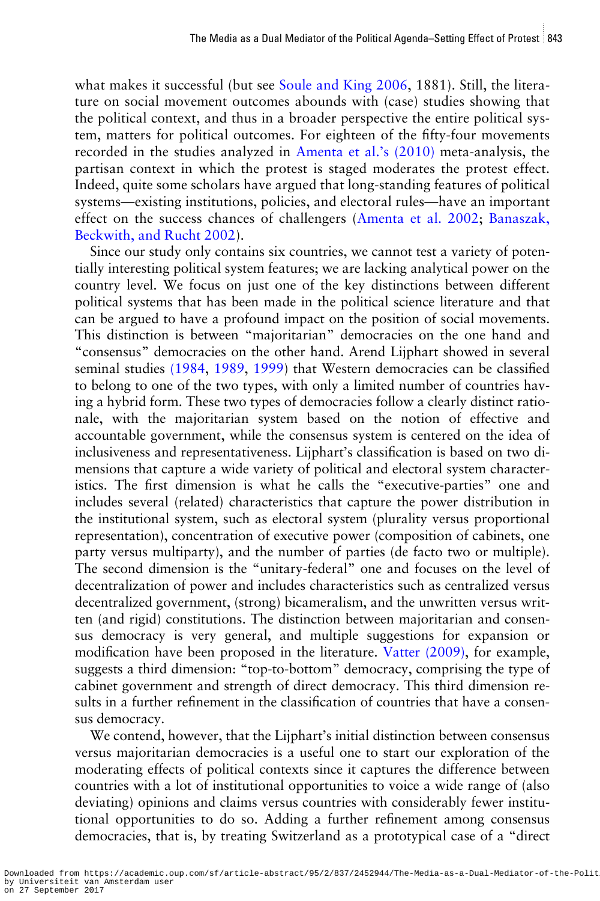what makes it successful (but see Soule and King 2006, 1881). Still, the literature on social movement outcomes abounds with (case) studies showing that the political context, and thus in a broader perspective the entire political system, matters for political outcomes. For eighteen of the fifty-four movements recorded in the studies analyzed in Amenta et al.'s (2010) meta-analysis, the partisan context in which the protest is staged moderates the protest effect. Indeed, quite some scholars have argued that long-standing features of political systems—existing institutions, policies, and electoral rules—have an important effect on the success chances of challengers (Amenta et al. 2002; Banaszak, Beckwith, and Rucht 2002).

Since our study only contains six countries, we cannot test a variety of potentially interesting political system features; we are lacking analytical power on the country level. We focus on just one of the key distinctions between different political systems that has been made in the political science literature and that can be argued to have a profound impact on the position of social movements. This distinction is between "majoritarian" democracies on the one hand and "consensus" democracies on the other hand. Arend Lijphart showed in several seminal studies (1984, 1989, 1999) that Western democracies can be classified to belong to one of the two types, with only a limited number of countries having a hybrid form. These two types of democracies follow a clearly distinct rationale, with the majoritarian system based on the notion of effective and accountable government, while the consensus system is centered on the idea of inclusiveness and representativeness. Lijphart's classification is based on two dimensions that capture a wide variety of political and electoral system characteristics. The first dimension is what he calls the "executive-parties" one and includes several (related) characteristics that capture the power distribution in the institutional system, such as electoral system (plurality versus proportional representation), concentration of executive power (composition of cabinets, one party versus multiparty), and the number of parties (de facto two or multiple). The second dimension is the "unitary-federal" one and focuses on the level of decentralization of power and includes characteristics such as centralized versus decentralized government, (strong) bicameralism, and the unwritten versus written (and rigid) constitutions. The distinction between majoritarian and consensus democracy is very general, and multiple suggestions for expansion or modification have been proposed in the literature. Vatter (2009), for example, suggests a third dimension: "top-to-bottom" democracy, comprising the type of cabinet government and strength of direct democracy. This third dimension results in a further refinement in the classification of countries that have a consensus democracy.

We contend, however, that the Lijphart's initial distinction between consensus versus majoritarian democracies is a useful one to start our exploration of the moderating effects of political contexts since it captures the difference between countries with a lot of institutional opportunities to voice a wide range of (also deviating) opinions and claims versus countries with considerably fewer institutional opportunities to do so. Adding a further refinement among consensus democracies, that is, by treating Switzerland as a prototypical case of a "direct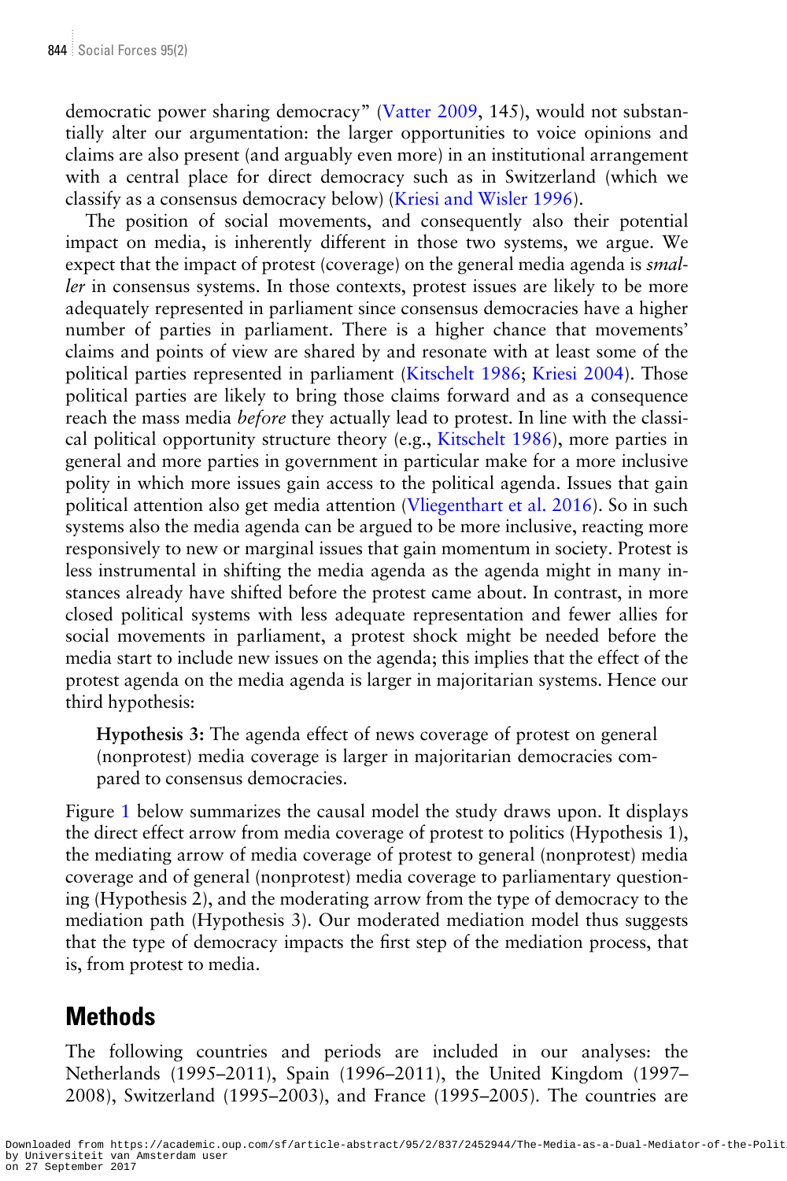democratic power sharing democracy" (Vatter 2009, 145), would not substantially alter our argumentation: the larger opportunities to voice opinions and claims are also present (and arguably even more) in an institutional arrangement with a central place for direct democracy such as in Switzerland (which we classify as a consensus democracy below) (Kriesi and Wisler 1996).

The position of social movements, and consequently also their potential impact on media, is inherently different in those two systems, we argue. We expect that the impact of protest (coverage) on the general media agenda is *smaller* in consensus systems. In those contexts, protest issues are likely to be more adequately represented in parliament since consensus democracies have a higher number of parties in parliament. There is a higher chance that movements' claims and points of view are shared by and resonate with at least some of the political parties represented in parliament (Kitschelt 1986; Kriesi 2004). Those political parties are likely to bring those claims forward and as a consequence reach the mass media *before* they actually lead to protest. In line with the classical political opportunity structure theory (e.g., Kitschelt 1986), more parties in general and more parties in government in particular make for a more inclusive polity in which more issues gain access to the political agenda. Issues that gain political attention also get media attention (Vliegenthart et al. 2016). So in such systems also the media agenda can be argued to be more inclusive, reacting more responsively to new or marginal issues that gain momentum in society. Protest is less instrumental in shifting the media agenda as the agenda might in many instances already have shifted before the protest came about. In contrast, in more closed political systems with less adequate representation and fewer allies for social movements in parliament, a protest shock might be needed before the media start to include new issues on the agenda; this implies that the effect of the protest agenda on the media agenda is larger in majoritarian systems. Hence our third hypothesis:

> **Hypothesis 3:** The agenda effect of news coverage of protest on general (nonprotest) media coverage is larger in majoritarian democracies compared to consensus democracies.

Figure 1 below summarizes the causal model the study draws upon. It displays the direct effect arrow from media coverage of protest to politics (Hypothesis 1), the mediating arrow of media coverage of protest to general (nonprotest) media coverage and of general (nonprotest) media coverage to parliamentary questioning (Hypothesis 2), and the moderating arrow from the type of democracy to the mediation path (Hypothesis 3). Our moderated mediation model thus suggests that the type of democracy impacts the first step of the mediation process, that is, from protest to media.

## Methods

The following countries and periods are included in our analyses: the Netherlands (1995–2011), Spain (1996–2011), the United Kingdom (1997–2008), Switzerland (1995–2003), and France (1995–2005). The countries are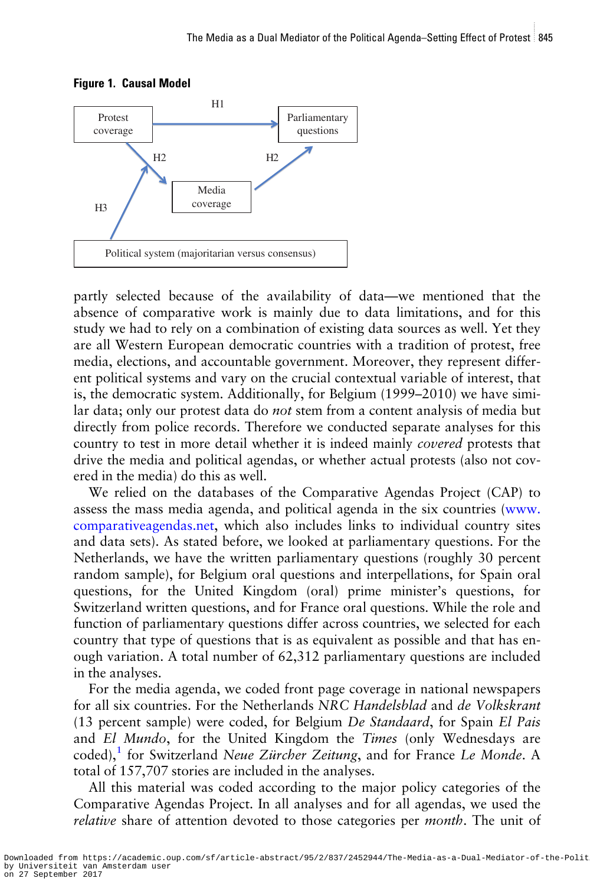**Figure 1. Causal Model**

partly selected because of the availability of data—we mentioned that the absence of comparative work is mainly due to data limitations, and for this study we had to rely on a combination of existing data sources as well. Yet they are all Western European democratic countries with a tradition of protest, free media, elections, and accountable government. Moreover, they represent different political systems and vary on the crucial contextual variable of interest, that is, the democratic system. Additionally, for Belgium (1999–2010) we have similar data; only our protest data do *not* stem from a content analysis of media but directly from police records. Therefore we conducted separate analyses for this country to test in more detail whether it is indeed mainly *covered* protests that drive the media and political agendas, or whether actual protests (also not covered in the media) do this as well.

We relied on the databases of the Comparative Agendas Project (CAP) to assess the mass media agenda, and political agenda in the six countries (www.comparativeagendas.net, which also includes links to individual country sites and data sets). As stated before, we looked at parliamentary questions. For the Netherlands, we have the written parliamentary questions (roughly 30 percent random sample), for Belgium oral questions and interpellations, for Spain oral questions, for the United Kingdom (oral) prime minister's questions, for Switzerland written questions, and for France oral questions. While the role and function of parliamentary questions differ across countries, we selected for each country that type of questions that is as equivalent as possible and that has enough variation. A total number of 62,312 parliamentary questions are included in the analyses.

For the media agenda, we coded front page coverage in national newspapers for all six countries. For the Netherlands *NRC Handelsblad* and *de Volkskrant* (13 percent sample) were coded, for Belgium *De Standaard*, for Spain *El Pais* and *El Mundo*, for the United Kingdom the *Times* (only Wednesdays are coded),[1] for Switzerland *Neue Zürcher Zeitung*, and for France *Le Monde*. A total of 157,707 stories are included in the analyses.

All this material was coded according to the major policy categories of the Comparative Agendas Project. In all analyses and for all agendas, we used the *relative* share of attention devoted to those categories per *month*. The unit of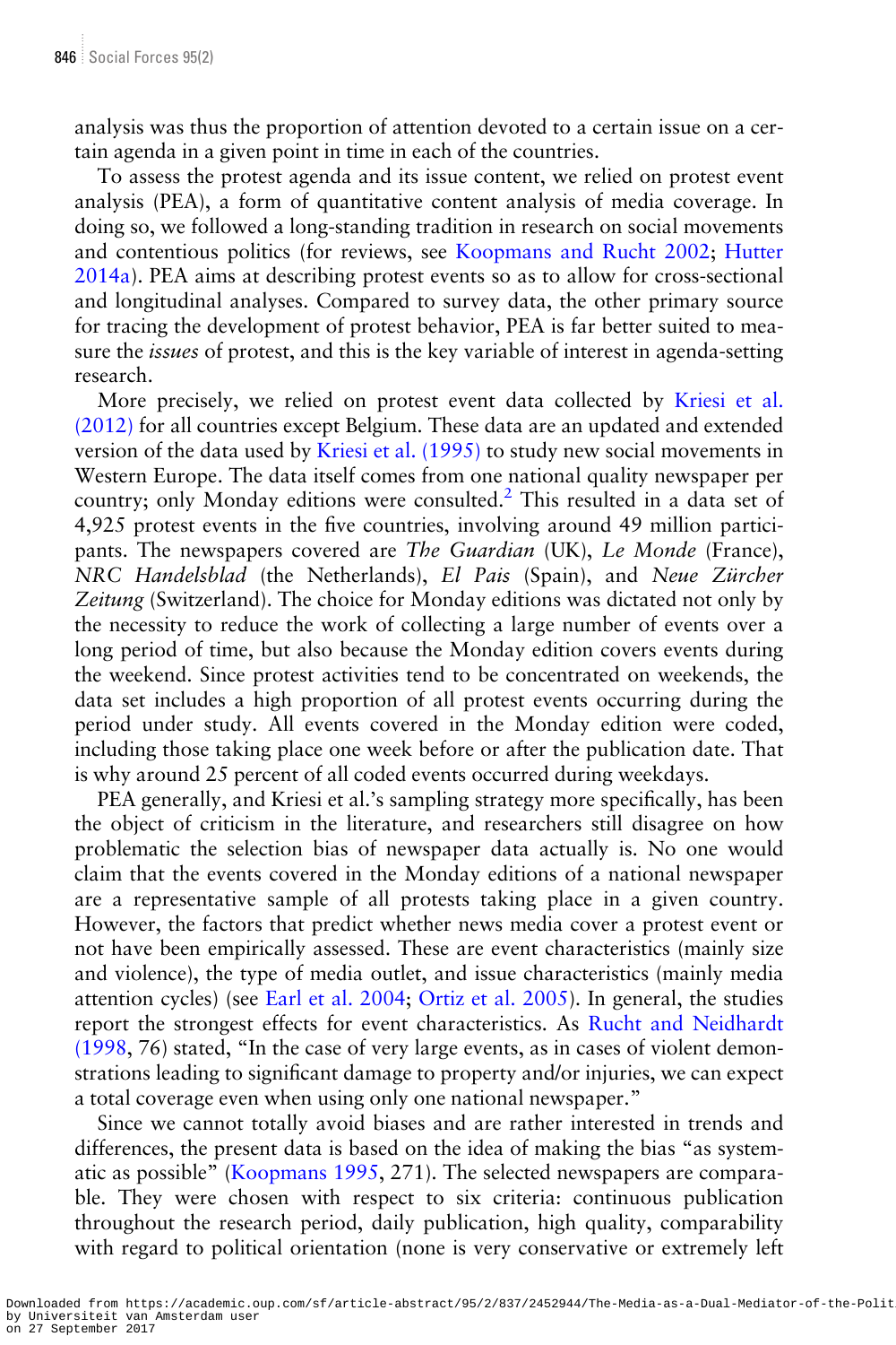analysis was thus the proportion of attention devoted to a certain issue on a certain agenda in a given point in time in each of the countries.

To assess the protest agenda and its issue content, we relied on protest event analysis (PEA), a form of quantitative content analysis of media coverage. In doing so, we followed a long-standing tradition in research on social movements and contentious politics (for reviews, see Koopmans and Rucht 2002; Hutter 2014a). PEA aims at describing protest events so as to allow for cross-sectional and longitudinal analyses. Compared to survey data, the other primary source for tracing the development of protest behavior, PEA is far better suited to measure the *issues* of protest, and this is the key variable of interest in agenda-setting research.

More precisely, we relied on protest event data collected by Kriesi et al. (2012) for all countries except Belgium. These data are an updated and extended version of the data used by Kriesi et al. (1995) to study new social movements in Western Europe. The data itself comes from one national quality newspaper per country; only Monday editions were consulted.[2] This resulted in a data set of 4,925 protest events in the five countries, involving around 49 million participants. The newspapers covered are *The Guardian* (UK), *Le Monde* (France), *NRC Handelsblad* (the Netherlands), *El Pais* (Spain), and *Neue Zürcher Zeitung* (Switzerland). The choice for Monday editions was dictated not only by the necessity to reduce the work of collecting a large number of events over a long period of time, but also because the Monday edition covers events during the weekend. Since protest activities tend to be concentrated on weekends, the data set includes a high proportion of all protest events occurring during the period under study. All events covered in the Monday edition were coded, including those taking place one week before or after the publication date. That is why around 25 percent of all coded events occurred during weekdays.

PEA generally, and Kriesi et al.'s sampling strategy more specifically, has been the object of criticism in the literature, and researchers still disagree on how problematic the selection bias of newspaper data actually is. No one would claim that the events covered in the Monday editions of a national newspaper are a representative sample of all protests taking place in a given country. However, the factors that predict whether news media cover a protest event or not have been empirically assessed. These are event characteristics (mainly size and violence), the type of media outlet, and issue characteristics (mainly media attention cycles) (see Earl et al. 2004; Ortiz et al. 2005). In general, the studies report the strongest effects for event characteristics. As Rucht and Neidhardt (1998, 76) stated, "In the case of very large events, as in cases of violent demonstrations leading to significant damage to property and/or injuries, we can expect a total coverage even when using only one national newspaper."

Since we cannot totally avoid biases and are rather interested in trends and differences, the present data is based on the idea of making the bias "as systematic as possible" (Koopmans 1995, 271). The selected newspapers are comparable. They were chosen with respect to six criteria: continuous publication throughout the research period, daily publication, high quality, comparability with regard to political orientation (none is very conservative or extremely left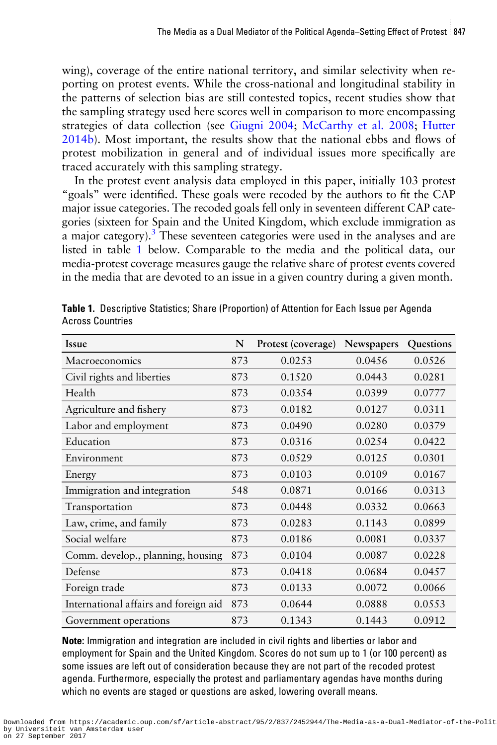wing), coverage of the entire national territory, and similar selectivity when reporting on protest events. While the cross-national and longitudinal stability in the patterns of selection bias are still contested topics, recent studies show that the sampling strategy used here scores well in comparison to more encompassing strategies of data collection (see Giugni 2004; McCarthy et al. 2008; Hutter 2014b). Most important, the results show that the national ebbs and flows of protest mobilization in general and of individual issues more specifically are traced accurately with this sampling strategy.

In the protest event analysis data employed in this paper, initially 103 protest "goals" were identified. These goals were recoded by the authors to fit the CAP major issue categories. The recoded goals fell only in seventeen different CAP categories (sixteen for Spain and the United Kingdom, which exclude immigration as a major category).[3] These seventeen categories were used in the analyses and are listed in table 1 below. Comparable to the media and the political data, our media-protest coverage measures gauge the relative share of protest events covered in the media that are devoted to an issue in a given country during a given month.

**Table 1.** Descriptive Statistics; Share (Proportion) of Attention for Each Issue per Agenda Across Countries

| Issue | N | Protest (coverage) | Newspapers | Questions |
|---|---|---|---|---|
| Macroeconomics | 873 | 0.0253 | 0.0456 | 0.0526 |
| Civil rights and liberties | 873 | 0.1520 | 0.0443 | 0.0281 |
| Health | 873 | 0.0354 | 0.0399 | 0.0777 |
| Agriculture and fishery | 873 | 0.0182 | 0.0127 | 0.0311 |
| Labor and employment | 873 | 0.0490 | 0.0280 | 0.0379 |
| Education | 873 | 0.0316 | 0.0254 | 0.0422 |
| Environment | 873 | 0.0529 | 0.0125 | 0.0301 |
| Energy | 873 | 0.0103 | 0.0109 | 0.0167 |
| Immigration and integration | 548 | 0.0871 | 0.0166 | 0.0313 |
| Transportation | 873 | 0.0448 | 0.0332 | 0.0663 |
| Law, crime, and family | 873 | 0.0283 | 0.1143 | 0.0899 |
| Social welfare | 873 | 0.0186 | 0.0081 | 0.0337 |
| Comm. develop., planning, housing | 873 | 0.0104 | 0.0087 | 0.0228 |
| Defense | 873 | 0.0418 | 0.0684 | 0.0457 |
| Foreign trade | 873 | 0.0133 | 0.0072 | 0.0066 |
| International affairs and foreign aid | 873 | 0.0644 | 0.0888 | 0.0553 |
| Government operations | 873 | 0.1343 | 0.1443 | 0.0912 |

**Note:** Immigration and integration are included in civil rights and liberties or labor and employment for Spain and the United Kingdom. Scores do not sum up to 1 (or 100 percent) as some issues are left out of consideration because they are not part of the recoded protest agenda. Furthermore, especially the protest and parliamentary agendas have months during which no events are staged or questions are asked, lowering overall means.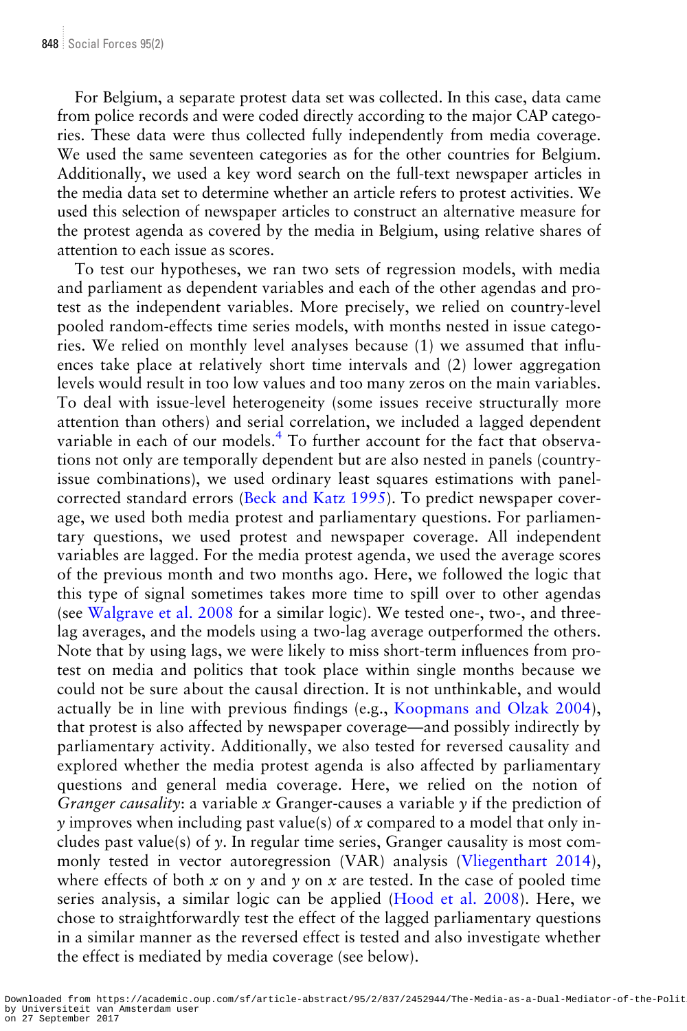For Belgium, a separate protest data set was collected. In this case, data came from police records and were coded directly according to the major CAP categories. These data were thus collected fully independently from media coverage. We used the same seventeen categories as for the other countries for Belgium. Additionally, we used a key word search on the full-text newspaper articles in the media data set to determine whether an article refers to protest activities. We used this selection of newspaper articles to construct an alternative measure for the protest agenda as covered by the media in Belgium, using relative shares of attention to each issue as scores.

To test our hypotheses, we ran two sets of regression models, with media and parliament as dependent variables and each of the other agendas and protest as the independent variables. More precisely, we relied on country-level pooled random-effects time series models, with months nested in issue categories. We relied on monthly level analyses because (1) we assumed that influences take place at relatively short time intervals and (2) lower aggregation levels would result in too low values and too many zeros on the main variables. To deal with issue-level heterogeneity (some issues receive structurally more attention than others) and serial correlation, we included a lagged dependent variable in each of our models.[4] To further account for the fact that observations not only are temporally dependent but are also nested in panels (country-issue combinations), we used ordinary least squares estimations with panel-corrected standard errors (Beck and Katz 1995). To predict newspaper coverage, we used both media protest and parliamentary questions. For parliamentary questions, we used protest and newspaper coverage. All independent variables are lagged. For the media protest agenda, we used the average scores of the previous month and two months ago. Here, we followed the logic that this type of signal sometimes takes more time to spill over to other agendas (see Walgrave et al. 2008 for a similar logic). We tested one-, two-, and three-lag averages, and the models using a two-lag average outperformed the others. Note that by using lags, we were likely to miss short-term influences from protest on media and politics that took place within single months because we could not be sure about the causal direction. It is not unthinkable, and would actually be in line with previous findings (e.g., Koopmans and Olzak 2004), that protest is also affected by newspaper coverage—and possibly indirectly by parliamentary activity. Additionally, we also tested for reversed causality and explored whether the media protest agenda is also affected by parliamentary questions and general media coverage. Here, we relied on the notion of *Granger causality*: a variable $x$ Granger-causes a variable $y$ if the prediction of $y$ improves when including past value(s) of $x$ compared to a model that only includes past value(s) of $y$. In regular time series, Granger causality is most commonly tested in vector autoregression (VAR) analysis (Vliegenthart 2014), where effects of both $x$ on $y$ and $y$ on $x$ are tested. In the case of pooled time series analysis, a similar logic can be applied (Hood et al. 2008). Here, we chose to straightforwardly test the effect of the lagged parliamentary questions in a similar manner as the reversed effect is tested and also investigate whether the effect is mediated by media coverage (see below).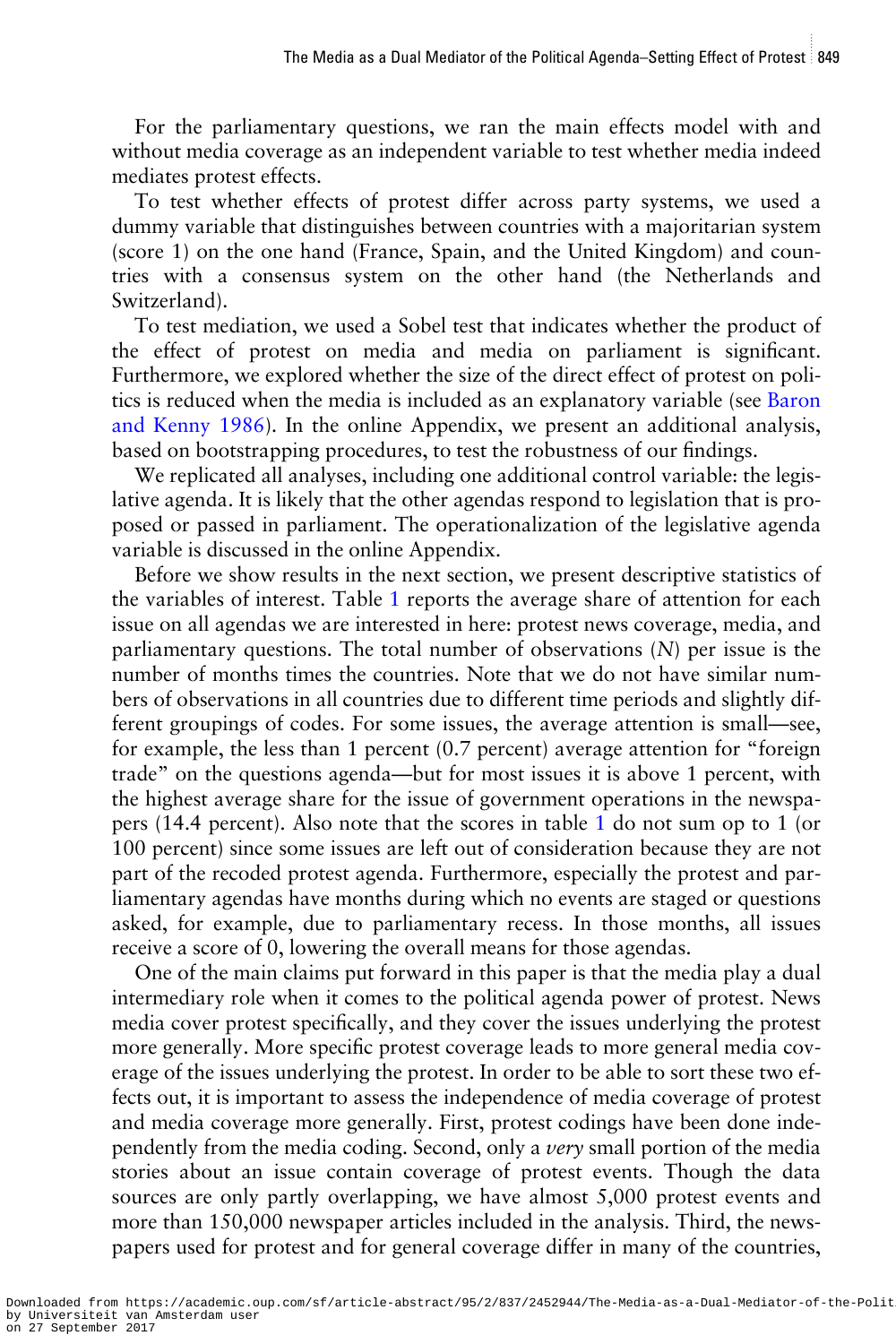For the parliamentary questions, we ran the main effects model with and without media coverage as an independent variable to test whether media indeed mediates protest effects.

To test whether effects of protest differ across party systems, we used a dummy variable that distinguishes between countries with a majoritarian system (score 1) on the one hand (France, Spain, and the United Kingdom) and countries with a consensus system on the other hand (the Netherlands and Switzerland).

To test mediation, we used a Sobel test that indicates whether the product of the effect of protest on media and media on parliament is significant. Furthermore, we explored whether the size of the direct effect of protest on politics is reduced when the media is included as an explanatory variable (see Baron and Kenny 1986). In the online Appendix, we present an additional analysis, based on bootstrapping procedures, to test the robustness of our findings.

We replicated all analyses, including one additional control variable: the legislative agenda. It is likely that the other agendas respond to legislation that is proposed or passed in parliament. The operationalization of the legislative agenda variable is discussed in the online Appendix.

Before we show results in the next section, we present descriptive statistics of the variables of interest. Table 1 reports the average share of attention for each issue on all agendas we are interested in here: protest news coverage, media, and parliamentary questions. The total number of observations (*N*) per issue is the number of months times the countries. Note that we do not have similar numbers of observations in all countries due to different time periods and slightly different groupings of codes. For some issues, the average attention is small—see, for example, the less than 1 percent (0.7 percent) average attention for "foreign trade" on the questions agenda—but for most issues it is above 1 percent, with the highest average share for the issue of government operations in the newspapers (14.4 percent). Also note that the scores in table 1 do not sum op to 1 (or 100 percent) since some issues are left out of consideration because they are not part of the recoded protest agenda. Furthermore, especially the protest and parliamentary agendas have months during which no events are staged or questions asked, for example, due to parliamentary recess. In those months, all issues receive a score of 0, lowering the overall means for those agendas.

One of the main claims put forward in this paper is that the media play a dual intermediary role when it comes to the political agenda power of protest. News media cover protest specifically, and they cover the issues underlying the protest more generally. More specific protest coverage leads to more general media coverage of the issues underlying the protest. In order to be able to sort these two effects out, it is important to assess the independence of media coverage of protest and media coverage more generally. First, protest codings have been done independently from the media coding. Second, only a *very* small portion of the media stories about an issue contain coverage of protest events. Though the data sources are only partly overlapping, we have almost 5,000 protest events and more than 150,000 newspaper articles included in the analysis. Third, the newspapers used for protest and for general coverage differ in many of the countries,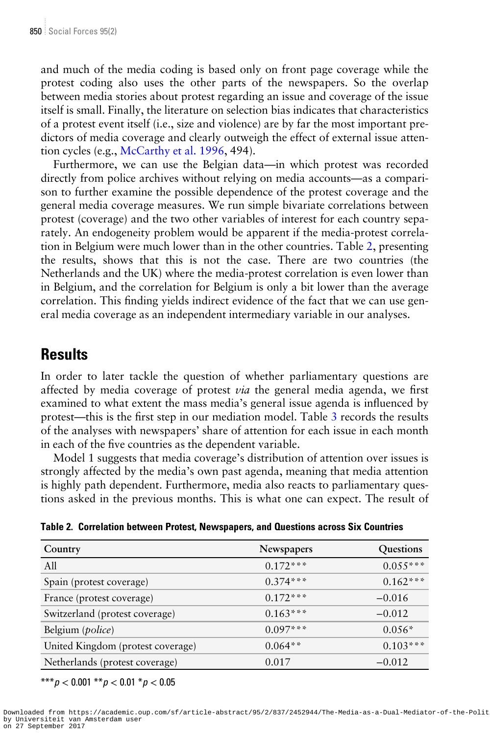and much of the media coding is based only on front page coverage while the protest coding also uses the other parts of the newspapers. So the overlap between media stories about protest regarding an issue and coverage of the issue itself is small. Finally, the literature on selection bias indicates that characteristics of a protest event itself (i.e., size and violence) are by far the most important predictors of media coverage and clearly outweigh the effect of external issue attention cycles (e.g., McCarthy et al. 1996, 494).

Furthermore, we can use the Belgian data—in which protest was recorded directly from police archives without relying on media accounts—as a comparison to further examine the possible dependence of the protest coverage and the general media coverage measures. We run simple bivariate correlations between protest (coverage) and the two other variables of interest for each country separately. An endogeneity problem would be apparent if the media-protest correlation in Belgium were much lower than in the other countries. Table 2, presenting the results, shows that this is not the case. There are two countries (the Netherlands and the UK) where the media-protest correlation is even lower than in Belgium, and the correlation for Belgium is only a bit lower than the average correlation. This finding yields indirect evidence of the fact that we can use general media coverage as an independent intermediary variable in our analyses.

## Results

In order to later tackle the question of whether parliamentary questions are affected by media coverage of protest *via* the general media agenda, we first examined to what extent the mass media's general issue agenda is influenced by protest—this is the first step in our mediation model. Table 3 records the results of the analyses with newspapers' share of attention for each issue in each month in each of the five countries as the dependent variable.

Model 1 suggests that media coverage's distribution of attention over issues is strongly affected by the media's own past agenda, meaning that media attention is highly path dependent. Furthermore, media also reacts to parliamentary questions asked in the previous months. This is what one can expect. The result of

**Table 2. Correlation between Protest, Newspapers, and Questions across Six Countries**

| Country | Newspapers | Questions |
|---|---|---|
| All | 0.172*** | 0.055*** |
| Spain (protest coverage) | 0.374*** | 0.162*** |
| France (protest coverage) | 0.172*** | −0.016 |
| Switzerland (protest coverage) | 0.163*** | −0.012 |
| Belgium (*police*) | 0.097*** | 0.056* |
| United Kingdom (protest coverage) | 0.064** | 0.103*** |
| Netherlands (protest coverage) | 0.017 | −0.012 |

***$p < 0.001$ **$p < 0.01$ *$p < 0.05$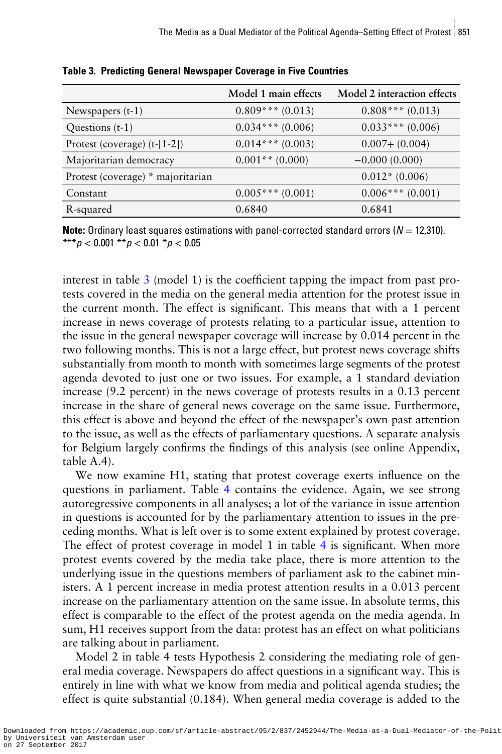**Table 3. Predicting General Newspaper Coverage in Five Countries**

| | Model 1 main effects | Model 2 interaction effects |
|---|---|---|
| Newspapers (t-1) | 0.809*** (0.013) | 0.808*** (0.013) |
| Questions (t-1) | 0.034*** (0.006) | 0.033*** (0.006) |
| Protest (coverage) (t-[1-2]) | 0.014*** (0.003) | 0.007+ (0.004) |
| Majoritarian democracy | 0.001** (0.000) | −0.000 (0.000) |
| Protest (coverage) * majoritarian | | 0.012* (0.006) |
| Constant | 0.005*** (0.001) | 0.006*** (0.001) |
| R-squared | 0.6840 | 0.6841 |

**Note:** Ordinary least squares estimations with panel-corrected standard errors ($N = 12{,}310$).
***$p < 0.001$ **$p < 0.01$ *$p < 0.05$

interest in table 3 (model 1) is the coefficient tapping the impact from past protests covered in the media on the general media attention for the protest issue in the current month. The effect is significant. This means that with a 1 percent increase in news coverage of protests relating to a particular issue, attention to the issue in the general newspaper coverage will increase by 0.014 percent in the two following months. This is not a large effect, but protest news coverage shifts substantially from month to month with sometimes large segments of the protest agenda devoted to just one or two issues. For example, a 1 standard deviation increase (9.2 percent) in the news coverage of protests results in a 0.13 percent increase in the share of general news coverage on the same issue. Furthermore, this effect is above and beyond the effect of the newspaper's own past attention to the issue, as well as the effects of parliamentary questions. A separate analysis for Belgium largely confirms the findings of this analysis (see online Appendix, table A.4).

We now examine H1, stating that protest coverage exerts influence on the questions in parliament. Table 4 contains the evidence. Again, we see strong autoregressive components in all analyses; a lot of the variance in issue attention in questions is accounted for by the parliamentary attention to issues in the preceding months. What is left over is to some extent explained by protest coverage. The effect of protest coverage in model 1 in table 4 is significant. When more protest events covered by the media take place, there is more attention to the underlying issue in the questions members of parliament ask to the cabinet ministers. A 1 percent increase in media protest attention results in a 0.013 percent increase on the parliamentary attention on the same issue. In absolute terms, this effect is comparable to the effect of the protest agenda on the media agenda. In sum, H1 receives support from the data: protest has an effect on what politicians are talking about in parliament.

Model 2 in table 4 tests Hypothesis 2 considering the mediating role of general media coverage. Newspapers do affect questions in a significant way. This is entirely in line with what we know from media and political agenda studies; the effect is quite substantial (0.184). When general media coverage is added to the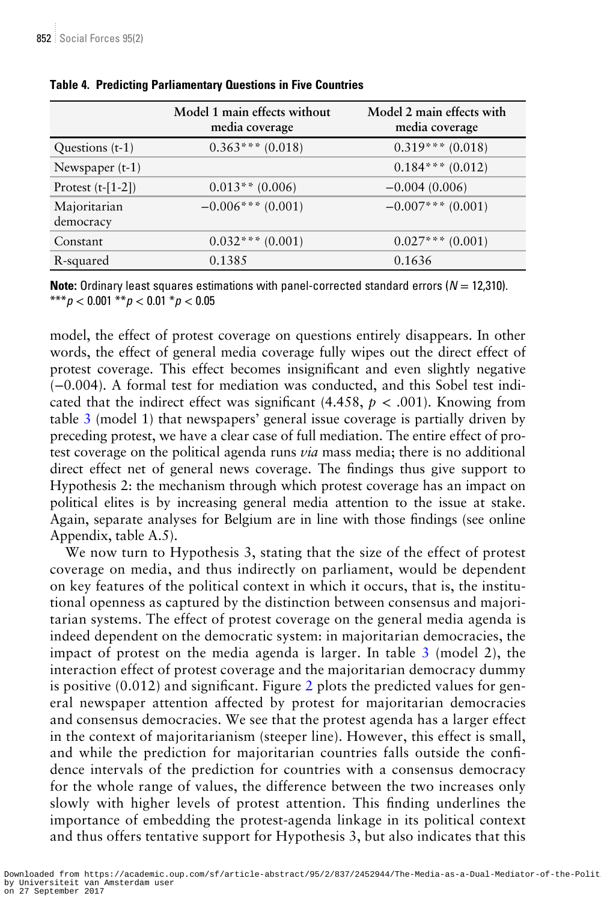**Table 4. Predicting Parliamentary Questions in Five Countries**

| | Model 1 main effects without media coverage | Model 2 main effects with media coverage |
|---|---|---|
| Questions (t-1) | 0.363*** (0.018) | 0.319*** (0.018) |
| Newspaper (t-1) | | 0.184*** (0.012) |
| Protest (t-[1-2]) | 0.013** (0.006) | −0.004 (0.006) |
| Majoritarian democracy | −0.006*** (0.001) | −0.007*** (0.001) |
| Constant | 0.032*** (0.001) | 0.027*** (0.001) |
| R-squared | 0.1385 | 0.1636 |

**Note:** Ordinary least squares estimations with panel-corrected standard errors ($N = 12{,}310$).
***$p < 0.001$ **$p < 0.01$ *$p < 0.05$

model, the effect of protest coverage on questions entirely disappears. In other words, the effect of general media coverage fully wipes out the direct effect of protest coverage. This effect becomes insignificant and even slightly negative (−0.004). A formal test for mediation was conducted, and this Sobel test indicated that the indirect effect was significant (4.458, $p < .001$). Knowing from table 3 (model 1) that newspapers' general issue coverage is partially driven by preceding protest, we have a clear case of full mediation. The entire effect of protest coverage on the political agenda runs *via* mass media; there is no additional direct effect net of general news coverage. The findings thus give support to Hypothesis 2: the mechanism through which protest coverage has an impact on political elites is by increasing general media attention to the issue at stake. Again, separate analyses for Belgium are in line with those findings (see online Appendix, table A.5).

We now turn to Hypothesis 3, stating that the size of the effect of protest coverage on media, and thus indirectly on parliament, would be dependent on key features of the political context in which it occurs, that is, the institutional openness as captured by the distinction between consensus and majoritarian systems. The effect of protest coverage on the general media agenda is indeed dependent on the democratic system: in majoritarian democracies, the impact of protest on the media agenda is larger. In table 3 (model 2), the interaction effect of protest coverage and the majoritarian democracy dummy is positive (0.012) and significant. Figure 2 plots the predicted values for general newspaper attention affected by protest for majoritarian democracies and consensus democracies. We see that the protest agenda has a larger effect in the context of majoritarianism (steeper line). However, this effect is small, and while the prediction for majoritarian countries falls outside the confidence intervals of the prediction for countries with a consensus democracy for the whole range of values, the difference between the two increases only slowly with higher levels of protest attention. This finding underlines the importance of embedding the protest-agenda linkage in its political context and thus offers tentative support for Hypothesis 3, but also indicates that this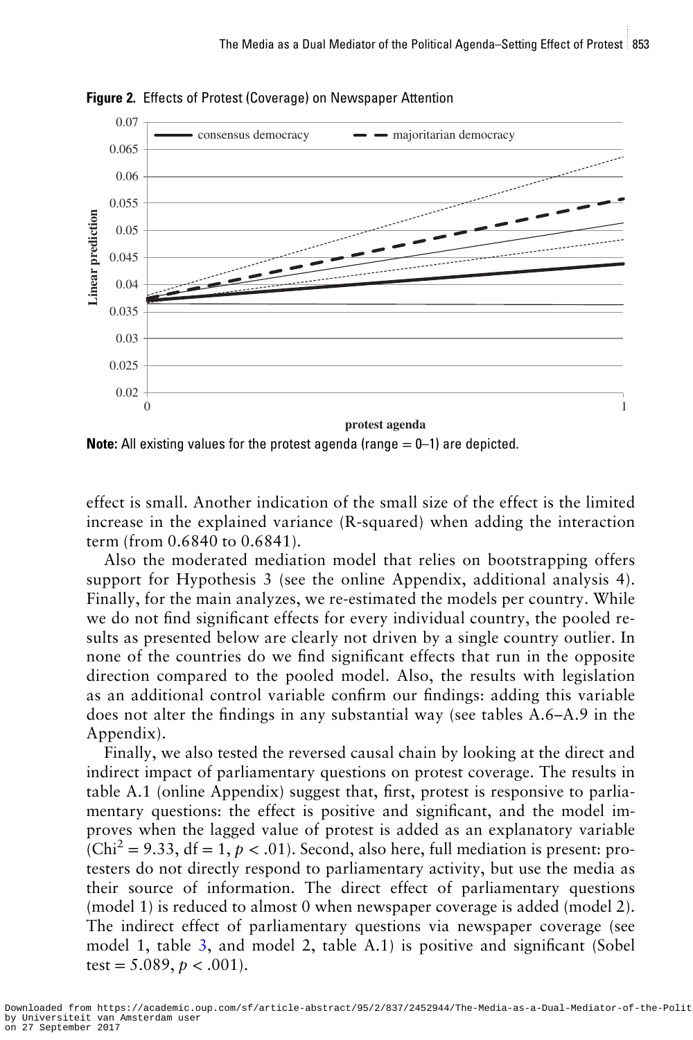**Figure 2.** Effects of Protest (Coverage) on Newspaper Attention

**Note:** All existing values for the protest agenda (range = 0–1) are depicted.

effect is small. Another indication of the small size of the effect is the limited increase in the explained variance (R-squared) when adding the interaction term (from 0.6840 to 0.6841).

Also the moderated mediation model that relies on bootstrapping offers support for Hypothesis 3 (see the online Appendix, additional analysis 4). Finally, for the main analyzes, we re-estimated the models per country. While we do not find significant effects for every individual country, the pooled results as presented below are clearly not driven by a single country outlier. In none of the countries do we find significant effects that run in the opposite direction compared to the pooled model. Also, the results with legislation as an additional control variable confirm our findings: adding this variable does not alter the findings in any substantial way (see tables A.6–A.9 in the Appendix).

Finally, we also tested the reversed causal chain by looking at the direct and indirect impact of parliamentary questions on protest coverage. The results in table A.1 (online Appendix) suggest that, first, protest is responsive to parliamentary questions: the effect is positive and significant, and the model improves when the lagged value of protest is added as an explanatory variable ($Chi^2 = 9.33$, df = 1, $p < .01$). Second, also here, full mediation is present: protesters do not directly respond to parliamentary activity, but use the media as their source of information. The direct effect of parliamentary questions (model 1) is reduced to almost 0 when newspaper coverage is added (model 2). The indirect effect of parliamentary questions via newspaper coverage (see model 1, table 3, and model 2, table A.1) is positive and significant (Sobel test = 5.089, $p < .001$).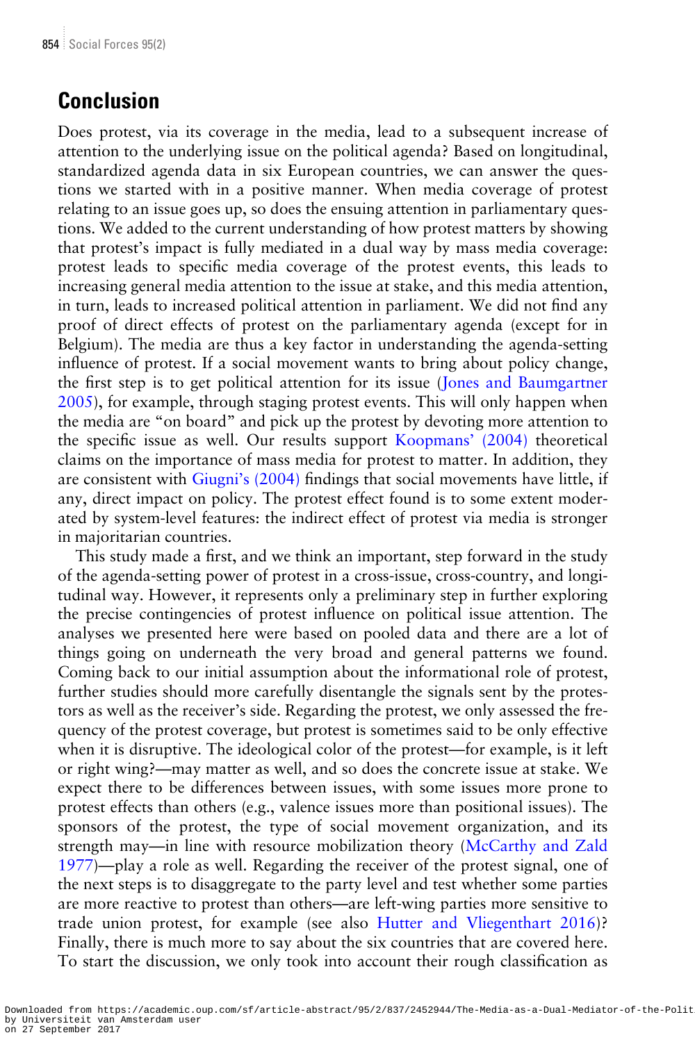## Conclusion

Does protest, via its coverage in the media, lead to a subsequent increase of attention to the underlying issue on the political agenda? Based on longitudinal, standardized agenda data in six European countries, we can answer the questions we started with in a positive manner. When media coverage of protest relating to an issue goes up, so does the ensuing attention in parliamentary questions. We added to the current understanding of how protest matters by showing that protest's impact is fully mediated in a dual way by mass media coverage: protest leads to specific media coverage of the protest events, this leads to increasing general media attention to the issue at stake, and this media attention, in turn, leads to increased political attention in parliament. We did not find any proof of direct effects of protest on the parliamentary agenda (except for in Belgium). The media are thus a key factor in understanding the agenda-setting influence of protest. If a social movement wants to bring about policy change, the first step is to get political attention for its issue (Jones and Baumgartner 2005), for example, through staging protest events. This will only happen when the media are "on board" and pick up the protest by devoting more attention to the specific issue as well. Our results support Koopmans' (2004) theoretical claims on the importance of mass media for protest to matter. In addition, they are consistent with Giugni's (2004) findings that social movements have little, if any, direct impact on policy. The protest effect found is to some extent moderated by system-level features: the indirect effect of protest via media is stronger in majoritarian countries.

This study made a first, and we think an important, step forward in the study of the agenda-setting power of protest in a cross-issue, cross-country, and longitudinal way. However, it represents only a preliminary step in further exploring the precise contingencies of protest influence on political issue attention. The analyses we presented here were based on pooled data and there are a lot of things going on underneath the very broad and general patterns we found. Coming back to our initial assumption about the informational role of protest, further studies should more carefully disentangle the signals sent by the protestors as well as the receiver's side. Regarding the protest, we only assessed the frequency of the protest coverage, but protest is sometimes said to be only effective when it is disruptive. The ideological color of the protest—for example, is it left or right wing?—may matter as well, and so does the concrete issue at stake. We expect there to be differences between issues, with some issues more prone to protest effects than others (e.g., valence issues more than positional issues). The sponsors of the protest, the type of social movement organization, and its strength may—in line with resource mobilization theory (McCarthy and Zald 1977)—play a role as well. Regarding the receiver of the protest signal, one of the next steps is to disaggregate to the party level and test whether some parties are more reactive to protest than others—are left-wing parties more sensitive to trade union protest, for example (see also Hutter and Vliegenthart 2016)? Finally, there is much more to say about the six countries that are covered here. To start the discussion, we only took into account their rough classification as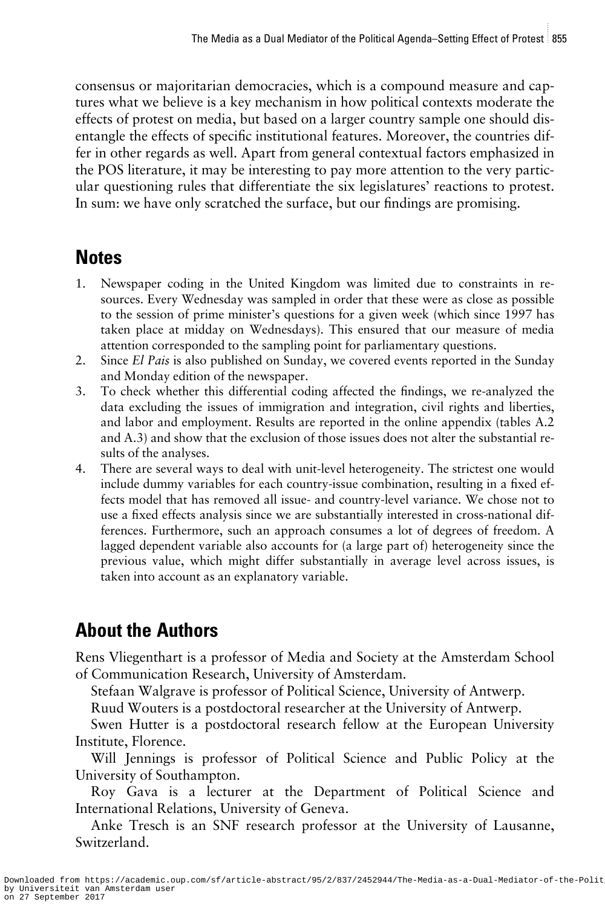consensus or majoritarian democracies, which is a compound measure and captures what we believe is a key mechanism in how political contexts moderate the effects of protest on media, but based on a larger country sample one should disentangle the effects of specific institutional features. Moreover, the countries differ in other regards as well. Apart from general contextual factors emphasized in the POS literature, it may be interesting to pay more attention to the very particular questioning rules that differentiate the six legislatures' reactions to protest. In sum: we have only scratched the surface, but our findings are promising.

## Notes

1. Newspaper coding in the United Kingdom was limited due to constraints in resources. Every Wednesday was sampled in order that these were as close as possible to the session of prime minister's questions for a given week (which since 1997 has taken place at midday on Wednesdays). This ensured that our measure of media attention corresponded to the sampling point for parliamentary questions.
2. Since *El Pais* is also published on Sunday, we covered events reported in the Sunday and Monday edition of the newspaper.
3. To check whether this differential coding affected the findings, we re-analyzed the data excluding the issues of immigration and integration, civil rights and liberties, and labor and employment. Results are reported in the online appendix (tables A.2 and A.3) and show that the exclusion of those issues does not alter the substantial results of the analyses.
4. There are several ways to deal with unit-level heterogeneity. The strictest one would include dummy variables for each country-issue combination, resulting in a fixed effects model that has removed all issue- and country-level variance. We chose not to use a fixed effects analysis since we are substantially interested in cross-national differences. Furthermore, such an approach consumes a lot of degrees of freedom. A lagged dependent variable also accounts for (a large part of) heterogeneity since the previous value, which might differ substantially in average level across issues, is taken into account as an explanatory variable.

## About the Authors

Rens Vliegenthart is a professor of Media and Society at the Amsterdam School of Communication Research, University of Amsterdam.

Stefaan Walgrave is professor of Political Science, University of Antwerp.

Ruud Wouters is a postdoctoral researcher at the University of Antwerp.

Swen Hutter is a postdoctoral research fellow at the European University Institute, Florence.

Will Jennings is professor of Political Science and Public Policy at the University of Southampton.

Roy Gava is a lecturer at the Department of Political Science and International Relations, University of Geneva.

Anke Tresch is an SNF research professor at the University of Lausanne, Switzerland.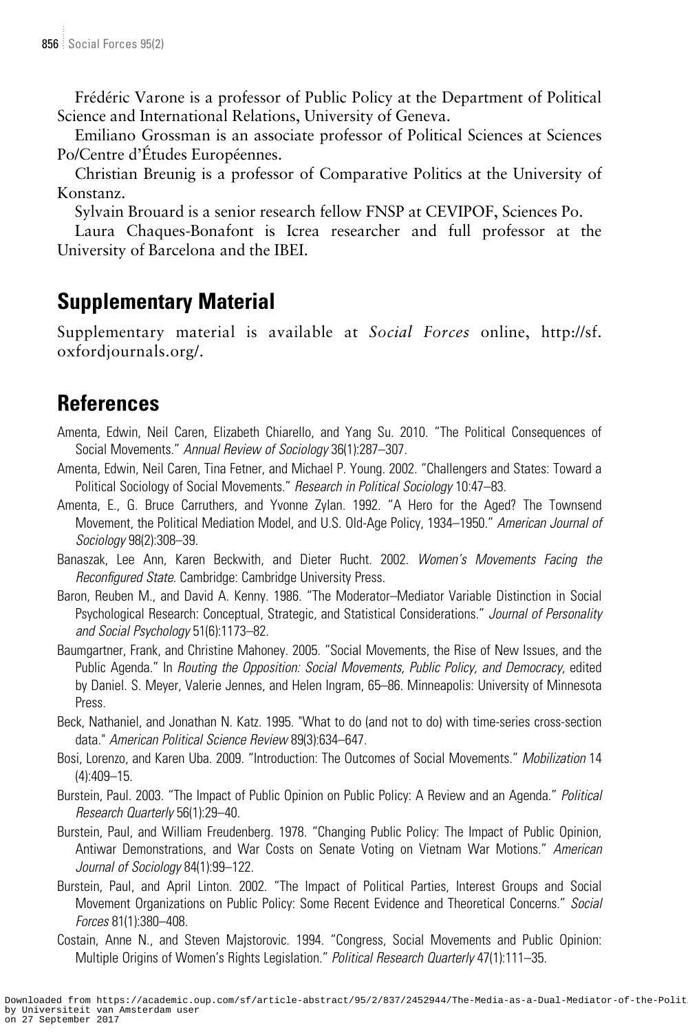Frédéric Varone is a professor of Public Policy at the Department of Political Science and International Relations, University of Geneva.

Emiliano Grossman is an associate professor of Political Sciences at Sciences Po/Centre d'Études Européennes.

Christian Breunig is a professor of Comparative Politics at the University of Konstanz.

Sylvain Brouard is a senior research fellow FNSP at CEVIPOF, Sciences Po.

Laura Chaques-Bonafont is Icrea researcher and full professor at the University of Barcelona and the IBEI.

## Supplementary Material

Supplementary material is available at *Social Forces* online, http://sf.oxfordjournals.org/.

## References

Amenta, Edwin, Neil Caren, Elizabeth Chiarello, and Yang Su. 2010. "The Political Consequences of Social Movements." *Annual Review of Sociology* 36(1):287–307.

Amenta, Edwin, Neil Caren, Tina Fetner, and Michael P. Young. 2002. "Challengers and States: Toward a Political Sociology of Social Movements." *Research in Political Sociology* 10:47–83.

Amenta, E., G. Bruce Carruthers, and Yvonne Zylan. 1992. "A Hero for the Aged? The Townsend Movement, the Political Mediation Model, and U.S. Old-Age Policy, 1934–1950." *American Journal of Sociology* 98(2):308–39.

Banaszak, Lee Ann, Karen Beckwith, and Dieter Rucht. 2002. *Women's Movements Facing the Reconfigured State*. Cambridge: Cambridge University Press.

Baron, Reuben M., and David A. Kenny. 1986. "The Moderator–Mediator Variable Distinction in Social Psychological Research: Conceptual, Strategic, and Statistical Considerations." *Journal of Personality and Social Psychology* 51(6):1173–82.

Baumgartner, Frank, and Christine Mahoney. 2005. "Social Movements, the Rise of New Issues, and the Public Agenda." In *Routing the Opposition: Social Movements, Public Policy, and Democracy*, edited by Daniel. S. Meyer, Valerie Jennes, and Helen Ingram, 65–86. Minneapolis: University of Minnesota Press.

Beck, Nathaniel, and Jonathan N. Katz. 1995. "What to do (and not to do) with time-series cross-section data." *American Political Science Review* 89(3):634–647.

Bosi, Lorenzo, and Karen Uba. 2009. "Introduction: The Outcomes of Social Movements." *Mobilization* 14 (4):409–15.

Burstein, Paul. 2003. "The Impact of Public Opinion on Public Policy: A Review and an Agenda." *Political Research Quarterly* 56(1):29–40.

Burstein, Paul, and William Freudenberg. 1978. "Changing Public Policy: The Impact of Public Opinion, Antiwar Demonstrations, and War Costs on Senate Voting on Vietnam War Motions." *American Journal of Sociology* 84(1):99–122.

Burstein, Paul, and April Linton. 2002. "The Impact of Political Parties, Interest Groups and Social Movement Organizations on Public Policy: Some Recent Evidence and Theoretical Concerns." *Social Forces* 81(1):380–408.

Costain, Anne N., and Steven Majstorovic. 1994. "Congress, Social Movements and Public Opinion: Multiple Origins of Women's Rights Legislation." *Political Research Quarterly* 47(1):111–35.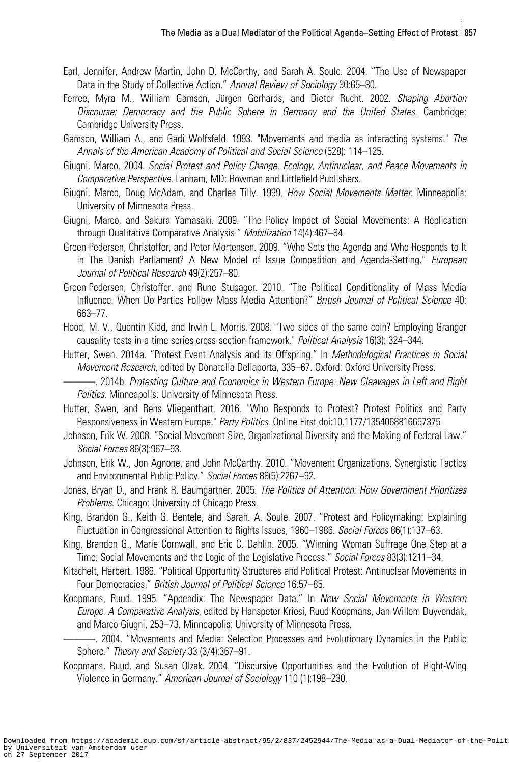Earl, Jennifer, Andrew Martin, John D. McCarthy, and Sarah A. Soule. 2004. "The Use of Newspaper Data in the Study of Collective Action." *Annual Review of Sociology* 30:65–80.

Ferree, Myra M., William Gamson, Jürgen Gerhards, and Dieter Rucht. 2002. *Shaping Abortion Discourse: Democracy and the Public Sphere in Germany and the United States*. Cambridge: Cambridge University Press.

Gamson, William A., and Gadi Wolfsfeld. 1993. "Movements and media as interacting systems." *The Annals of the American Academy of Political and Social Science* (528): 114–125.

Giugni, Marco. 2004. *Social Protest and Policy Change. Ecology, Antinuclear, and Peace Movements in Comparative Perspective*. Lanham, MD: Rowman and Littlefield Publishers.

Giugni, Marco, Doug McAdam, and Charles Tilly. 1999. *How Social Movements Matter*. Minneapolis: University of Minnesota Press.

Giugni, Marco, and Sakura Yamasaki. 2009. "The Policy Impact of Social Movements: A Replication through Qualitative Comparative Analysis." *Mobilization* 14(4):467–84.

Green-Pedersen, Christoffer, and Peter Mortensen. 2009. "Who Sets the Agenda and Who Responds to It in The Danish Parliament? A New Model of Issue Competition and Agenda-Setting." *European Journal of Political Research* 49(2):257–80.

Green-Pedersen, Christoffer, and Rune Stubager. 2010. "The Political Conditionality of Mass Media Influence. When Do Parties Follow Mass Media Attention?" *British Journal of Political Science* 40: 663–77.

Hood, M. V., Quentin Kidd, and Irwin L. Morris. 2008. "Two sides of the same coin? Employing Granger causality tests in a time series cross-section framework." *Political Analysis* 16(3): 324–344.

Hutter, Swen. 2014a. "Protest Event Analysis and its Offspring." In *Methodological Practices in Social Movement Research*, edited by Donatella Dellaporta, 335–67. Oxford: Oxford University Press.

———. 2014b. *Protesting Culture and Economics in Western Europe: New Cleavages in Left and Right Politics*. Minneapolis: University of Minnesota Press.

Hutter, Swen, and Rens Vliegenthart. 2016. "Who Responds to Protest? Protest Politics and Party Responsiveness in Western Europe." *Party Politics*. Online First doi:10.1177/1354068816657375

Johnson, Erik W. 2008. "Social Movement Size, Organizational Diversity and the Making of Federal Law." *Social Forces* 86(3):967–93.

Johnson, Erik W., Jon Agnone, and John McCarthy. 2010. "Movement Organizations, Synergistic Tactics and Environmental Public Policy." *Social Forces* 88(5):2267–92.

Jones, Bryan D., and Frank R. Baumgartner. 2005. *The Politics of Attention: How Government Prioritizes Problems*. Chicago: University of Chicago Press.

King, Brandon G., Keith G. Bentele, and Sarah. A. Soule. 2007. "Protest and Policymaking: Explaining Fluctuation in Congressional Attention to Rights Issues, 1960–1986. *Social Forces* 86(1):137–63.

King, Brandon G., Marie Cornwall, and Eric C. Dahlin. 2005. "Winning Woman Suffrage One Step at a Time: Social Movements and the Logic of the Legislative Process." *Social Forces* 83(3):1211–34.

Kitschelt, Herbert. 1986. "Political Opportunity Structures and Political Protest: Antinuclear Movements in Four Democracies." *British Journal of Political Science* 16:57–85.

Koopmans, Ruud. 1995. "Appendix: The Newspaper Data." In *New Social Movements in Western Europe. A Comparative Analysis*, edited by Hanspeter Kriesi, Ruud Koopmans, Jan-Willem Duyvendak, and Marco Giugni, 253–73. Minneapolis: University of Minnesota Press.

———. 2004. "Movements and Media: Selection Processes and Evolutionary Dynamics in the Public Sphere." *Theory and Society* 33 (3/4):367–91.

Koopmans, Ruud, and Susan Olzak. 2004. "Discursive Opportunities and the Evolution of Right-Wing Violence in Germany." *American Journal of Sociology* 110 (1):198–230.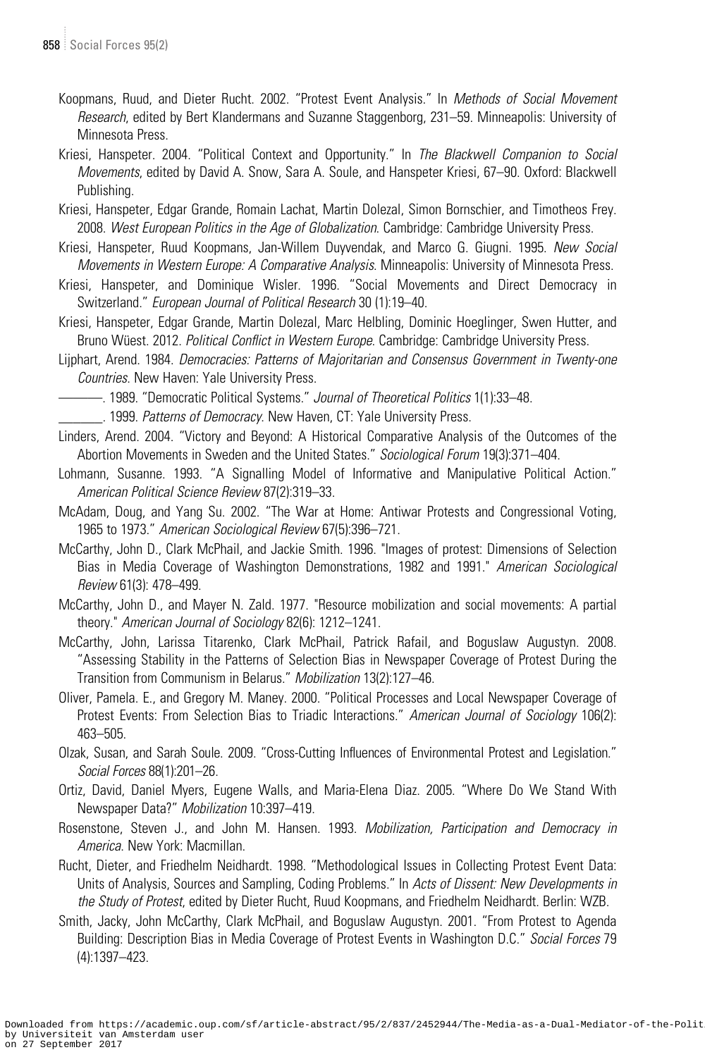Koopmans, Ruud, and Dieter Rucht. 2002. "Protest Event Analysis." In *Methods of Social Movement Research*, edited by Bert Klandermans and Suzanne Staggenborg, 231–59. Minneapolis: University of Minnesota Press.

Kriesi, Hanspeter. 2004. "Political Context and Opportunity." In *The Blackwell Companion to Social Movements*, edited by David A. Snow, Sara A. Soule, and Hanspeter Kriesi, 67–90. Oxford: Blackwell Publishing.

Kriesi, Hanspeter, Edgar Grande, Romain Lachat, Martin Dolezal, Simon Bornschier, and Timotheos Frey. 2008. *West European Politics in the Age of Globalization*. Cambridge: Cambridge University Press.

Kriesi, Hanspeter, Ruud Koopmans, Jan-Willem Duyvendak, and Marco G. Giugni. 1995. *New Social Movements in Western Europe: A Comparative Analysis*. Minneapolis: University of Minnesota Press.

Kriesi, Hanspeter, and Dominique Wisler. 1996. "Social Movements and Direct Democracy in Switzerland." *European Journal of Political Research* 30 (1):19–40.

Kriesi, Hanspeter, Edgar Grande, Martin Dolezal, Marc Helbling, Dominic Hoeglinger, Swen Hutter, and Bruno Wüest. 2012. *Political Conflict in Western Europe*. Cambridge: Cambridge University Press.

Lijphart, Arend. 1984. *Democracies: Patterns of Majoritarian and Consensus Government in Twenty-one Countries*. New Haven: Yale University Press.

———. 1989. "Democratic Political Systems." *Journal of Theoretical Politics* 1(1):33–48.

_______. 1999. *Patterns of Democracy*. New Haven, CT: Yale University Press.

Linders, Arend. 2004. "Victory and Beyond: A Historical Comparative Analysis of the Outcomes of the Abortion Movements in Sweden and the United States." *Sociological Forum* 19(3):371–404.

Lohmann, Susanne. 1993. "A Signalling Model of Informative and Manipulative Political Action." *American Political Science Review* 87(2):319–33.

McAdam, Doug, and Yang Su. 2002. "The War at Home: Antiwar Protests and Congressional Voting, 1965 to 1973." *American Sociological Review* 67(5):396–721.

McCarthy, John D., Clark McPhail, and Jackie Smith. 1996. "Images of protest: Dimensions of Selection Bias in Media Coverage of Washington Demonstrations, 1982 and 1991." *American Sociological Review* 61(3): 478–499.

McCarthy, John D., and Mayer N. Zald. 1977. "Resource mobilization and social movements: A partial theory." *American Journal of Sociology* 82(6): 1212–1241.

McCarthy, John, Larissa Titarenko, Clark McPhail, Patrick Rafail, and Boguslaw Augustyn. 2008. "Assessing Stability in the Patterns of Selection Bias in Newspaper Coverage of Protest During the Transition from Communism in Belarus." *Mobilization* 13(2):127–46.

Oliver, Pamela. E., and Gregory M. Maney. 2000. "Political Processes and Local Newspaper Coverage of Protest Events: From Selection Bias to Triadic Interactions." *American Journal of Sociology* 106(2): 463–505.

Olzak, Susan, and Sarah Soule. 2009. "Cross-Cutting Influences of Environmental Protest and Legislation." *Social Forces* 88(1):201–26.

Ortiz, David, Daniel Myers, Eugene Walls, and Maria-Elena Diaz. 2005. "Where Do We Stand With Newspaper Data?" *Mobilization* 10:397–419.

Rosenstone, Steven J., and John M. Hansen. 1993. *Mobilization, Participation and Democracy in America*. New York: Macmillan.

Rucht, Dieter, and Friedhelm Neidhardt. 1998. "Methodological Issues in Collecting Protest Event Data: Units of Analysis, Sources and Sampling, Coding Problems." In *Acts of Dissent: New Developments in the Study of Protest*, edited by Dieter Rucht, Ruud Koopmans, and Friedhelm Neidhardt. Berlin: WZB.

Smith, Jacky, John McCarthy, Clark McPhail, and Boguslaw Augustyn. 2001. "From Protest to Agenda Building: Description Bias in Media Coverage of Protest Events in Washington D.C." *Social Forces* 79 (4):1397–423.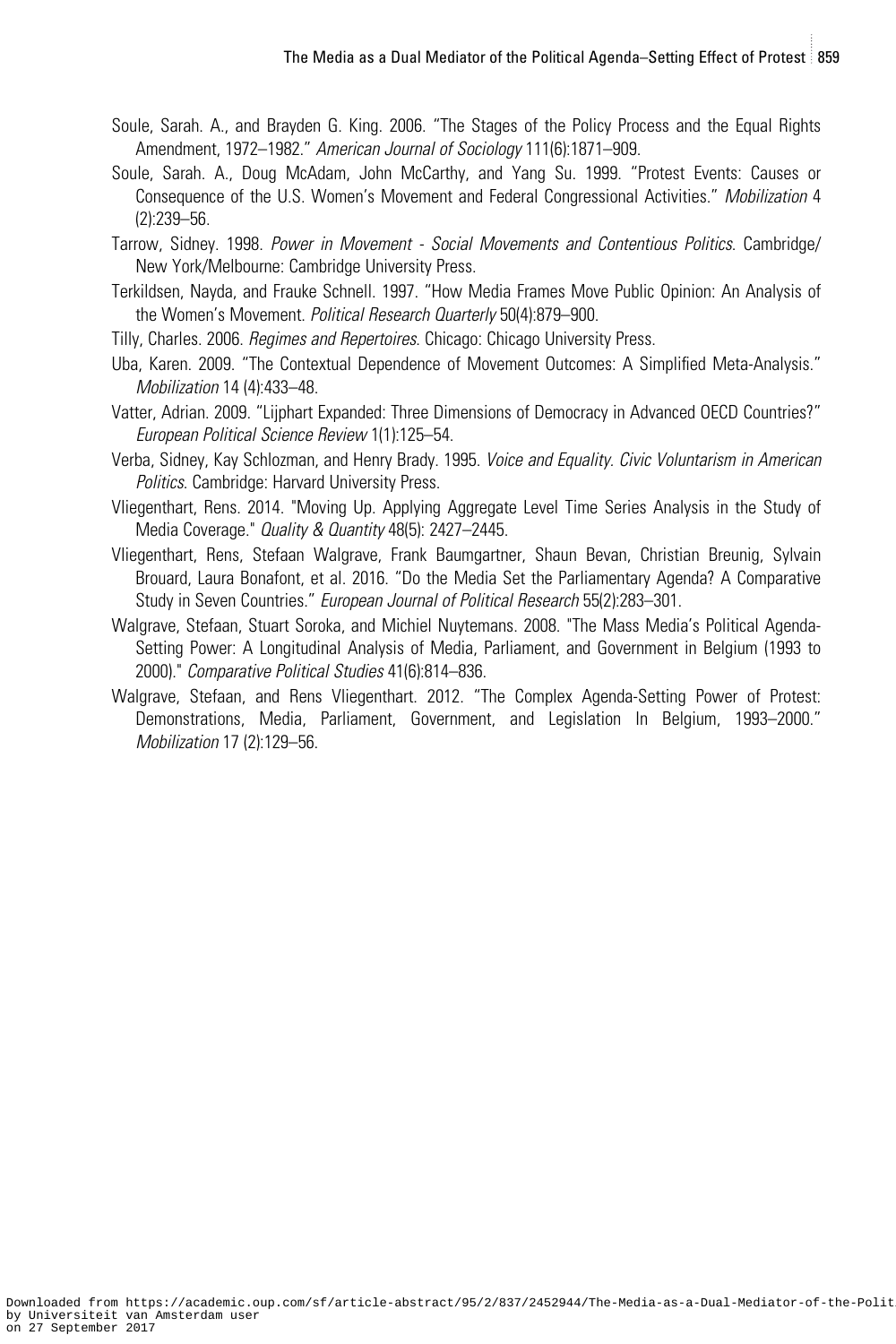Soule, Sarah. A., and Brayden G. King. 2006. "The Stages of the Policy Process and the Equal Rights Amendment, 1972–1982." *American Journal of Sociology* 111(6):1871–909.

Soule, Sarah. A., Doug McAdam, John McCarthy, and Yang Su. 1999. "Protest Events: Causes or Consequence of the U.S. Women's Movement and Federal Congressional Activities." *Mobilization* 4 (2):239–56.

Tarrow, Sidney. 1998. *Power in Movement - Social Movements and Contentious Politics*. Cambridge/New York/Melbourne: Cambridge University Press.

Terkildsen, Nayda, and Frauke Schnell. 1997. "How Media Frames Move Public Opinion: An Analysis of the Women's Movement. *Political Research Quarterly* 50(4):879–900.

Tilly, Charles. 2006. *Regimes and Repertoires*. Chicago: Chicago University Press.

Uba, Karen. 2009. "The Contextual Dependence of Movement Outcomes: A Simplified Meta-Analysis." *Mobilization* 14 (4):433–48.

Vatter, Adrian. 2009. "Lijphart Expanded: Three Dimensions of Democracy in Advanced OECD Countries?" *European Political Science Review* 1(1):125–54.

Verba, Sidney, Kay Schlozman, and Henry Brady. 1995. *Voice and Equality. Civic Voluntarism in American Politics*. Cambridge: Harvard University Press.

Vliegenthart, Rens. 2014. "Moving Up. Applying Aggregate Level Time Series Analysis in the Study of Media Coverage." *Quality & Quantity* 48(5): 2427–2445.

Vliegenthart, Rens, Stefaan Walgrave, Frank Baumgartner, Shaun Bevan, Christian Breunig, Sylvain Brouard, Laura Bonafont, et al. 2016. "Do the Media Set the Parliamentary Agenda? A Comparative Study in Seven Countries." *European Journal of Political Research* 55(2):283–301.

Walgrave, Stefaan, Stuart Soroka, and Michiel Nuytemans. 2008. "The Mass Media's Political Agenda-Setting Power: A Longitudinal Analysis of Media, Parliament, and Government in Belgium (1993 to 2000)." *Comparative Political Studies* 41(6):814–836.

Walgrave, Stefaan, and Rens Vliegenthart. 2012. "The Complex Agenda-Setting Power of Protest: Demonstrations, Media, Parliament, Government, and Legislation In Belgium, 1993–2000." *Mobilization* 17 (2):129–56.